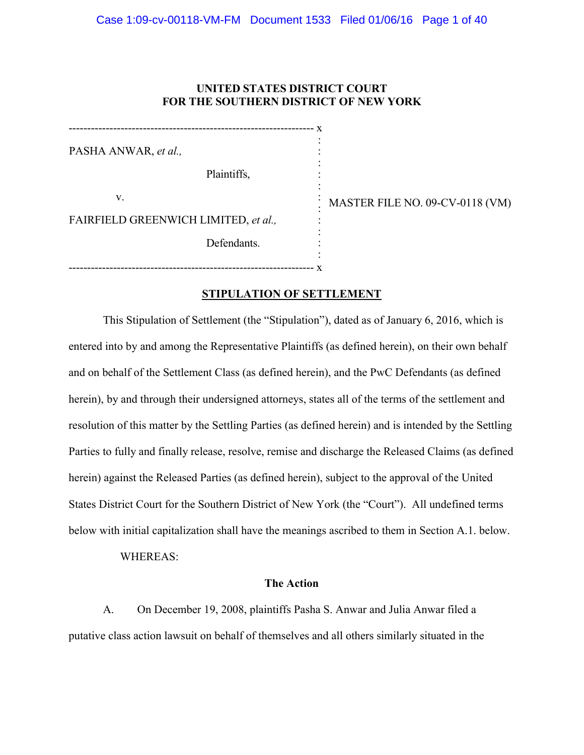UNITED STATES DISTRICT COURT
FOR THE SOUTHERN DISTRICT OF NEW YORK

---

PASHA ANWAR, *et al.,*

Plaintiffs,

v.

FAIRFIELD GREENWICH LIMITED, *et al.,*

Defendants.

MASTER FILE NO. 09-CV-0118 (VM)

---

## STIPULATION OF SETTLEMENT

This Stipulation of Settlement (the "Stipulation"), dated as of January 6, 2016, which is entered into by and among the Representative Plaintiffs (as defined herein), on their own behalf and on behalf of the Settlement Class (as defined herein), and the PwC Defendants (as defined herein), by and through their undersigned attorneys, states all of the terms of the settlement and resolution of this matter by the Settling Parties (as defined herein) and is intended by the Settling Parties to fully and finally release, resolve, remise and discharge the Released Claims (as defined herein) against the Released Parties (as defined herein), subject to the approval of the United States District Court for the Southern District of New York (the "Court"). All undefined terms below with initial capitalization shall have the meanings ascribed to them in Section A.1. below.

WHEREAS:

### The Action

A. On December 19, 2008, plaintiffs Pasha S. Anwar and Julia Anwar filed a putative class action lawsuit on behalf of themselves and all others similarly situated in the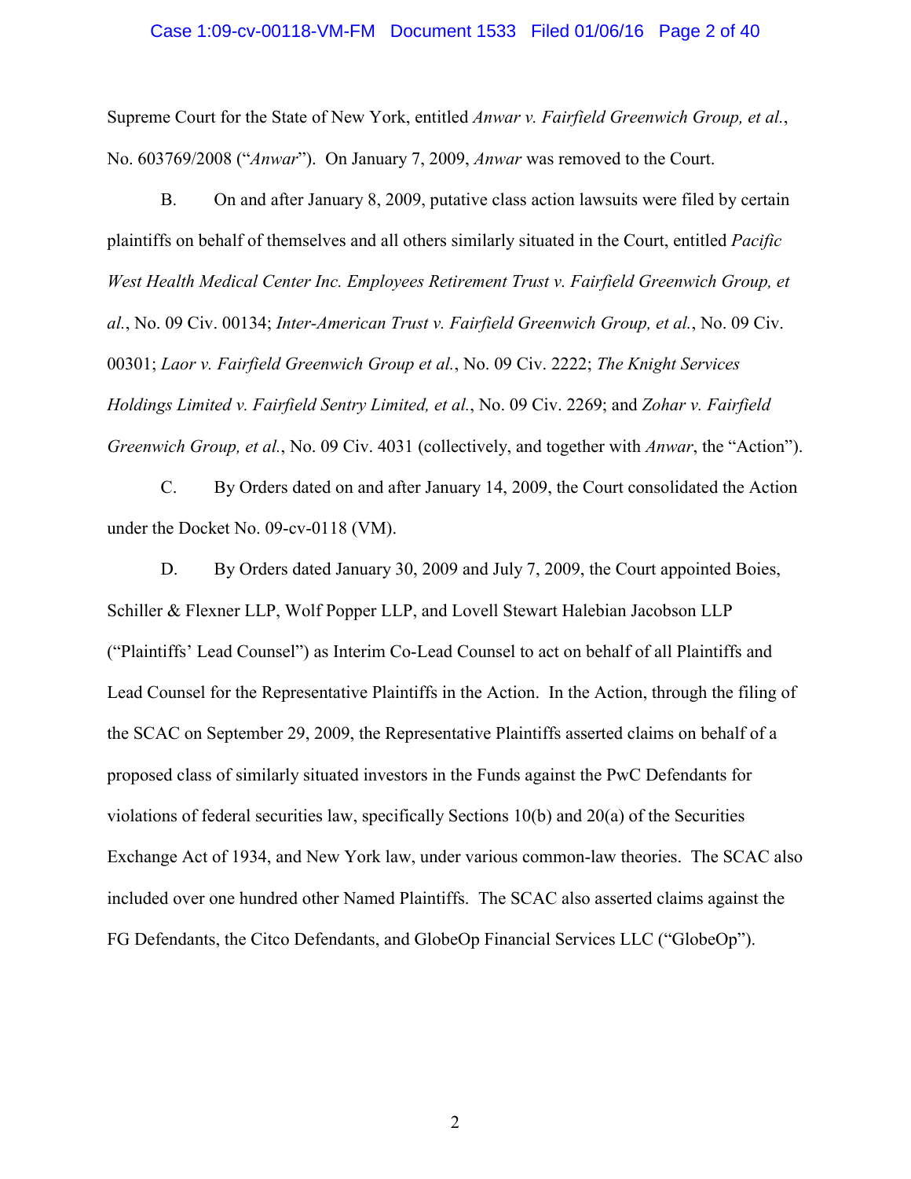Supreme Court for the State of New York, entitled *Anwar v. Fairfield Greenwich Group, et al.*, No. 603769/2008 ("*Anwar*"). On January 7, 2009, *Anwar* was removed to the Court.

B. On and after January 8, 2009, putative class action lawsuits were filed by certain plaintiffs on behalf of themselves and all others similarly situated in the Court, entitled *Pacific West Health Medical Center Inc. Employees Retirement Trust v. Fairfield Greenwich Group, et al.*, No. 09 Civ. 00134; *Inter-American Trust v. Fairfield Greenwich Group, et al.*, No. 09 Civ. 00301; *Laor v. Fairfield Greenwich Group et al.*, No. 09 Civ. 2222; *The Knight Services Holdings Limited v. Fairfield Sentry Limited, et al.*, No. 09 Civ. 2269; and *Zohar v. Fairfield Greenwich Group, et al.*, No. 09 Civ. 4031 (collectively, and together with *Anwar*, the "Action").

C. By Orders dated on and after January 14, 2009, the Court consolidated the Action under the Docket No. 09-cv-0118 (VM).

D. By Orders dated January 30, 2009 and July 7, 2009, the Court appointed Boies, Schiller & Flexner LLP, Wolf Popper LLP, and Lovell Stewart Halebian Jacobson LLP ("Plaintiffs' Lead Counsel") as Interim Co-Lead Counsel to act on behalf of all Plaintiffs and Lead Counsel for the Representative Plaintiffs in the Action. In the Action, through the filing of the SCAC on September 29, 2009, the Representative Plaintiffs asserted claims on behalf of a proposed class of similarly situated investors in the Funds against the PwC Defendants for violations of federal securities law, specifically Sections 10(b) and 20(a) of the Securities Exchange Act of 1934, and New York law, under various common-law theories. The SCAC also included over one hundred other Named Plaintiffs. The SCAC also asserted claims against the FG Defendants, the Citco Defendants, and GlobeOp Financial Services LLC ("GlobeOp").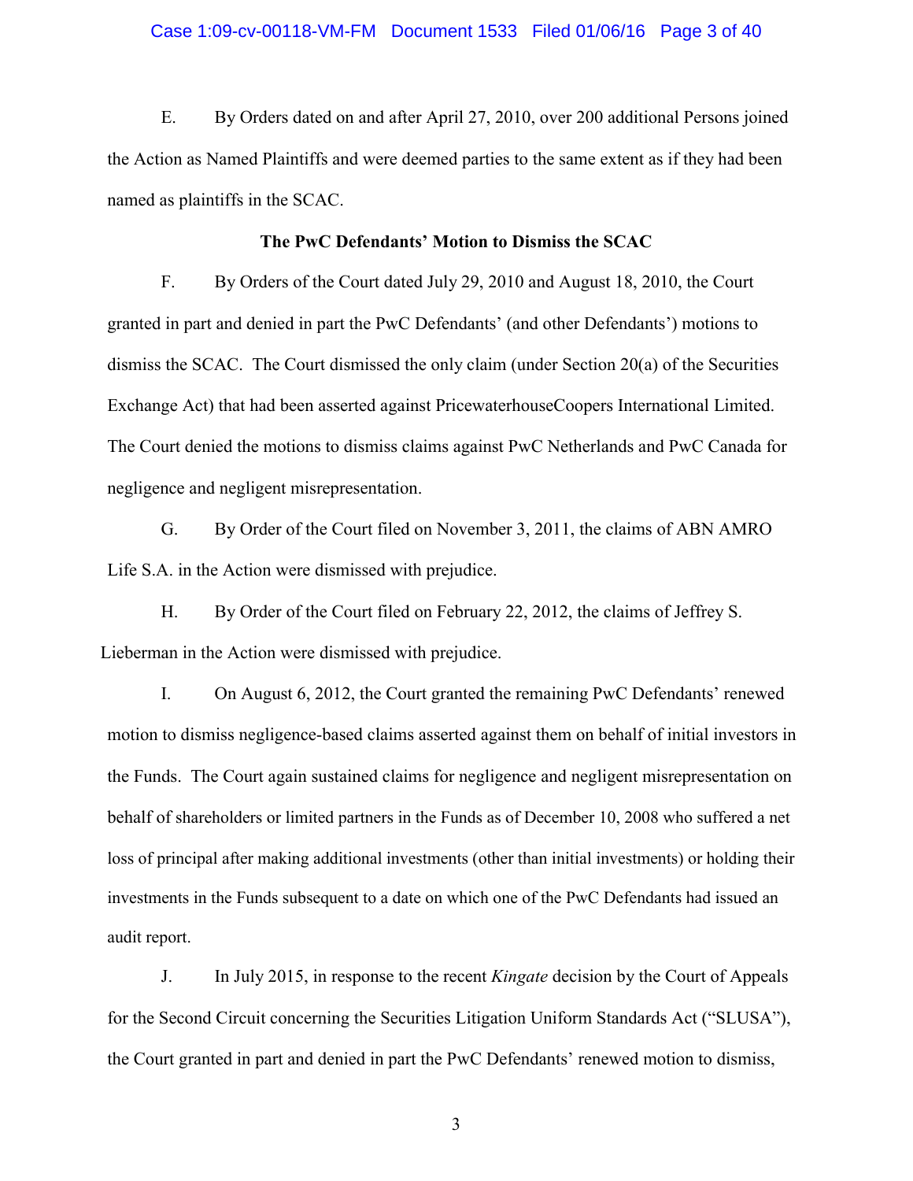E. By Orders dated on and after April 27, 2010, over 200 additional Persons joined the Action as Named Plaintiffs and were deemed parties to the same extent as if they had been named as plaintiffs in the SCAC.

**The PwC Defendants' Motion to Dismiss the SCAC**

F. By Orders of the Court dated July 29, 2010 and August 18, 2010, the Court granted in part and denied in part the PwC Defendants' (and other Defendants') motions to dismiss the SCAC. The Court dismissed the only claim (under Section 20(a) of the Securities Exchange Act) that had been asserted against PricewaterhouseCoopers International Limited. The Court denied the motions to dismiss claims against PwC Netherlands and PwC Canada for negligence and negligent misrepresentation.

G. By Order of the Court filed on November 3, 2011, the claims of ABN AMRO Life S.A. in the Action were dismissed with prejudice.

H. By Order of the Court filed on February 22, 2012, the claims of Jeffrey S. Lieberman in the Action were dismissed with prejudice.

I. On August 6, 2012, the Court granted the remaining PwC Defendants' renewed motion to dismiss negligence-based claims asserted against them on behalf of initial investors in the Funds. The Court again sustained claims for negligence and negligent misrepresentation on behalf of shareholders or limited partners in the Funds as of December 10, 2008 who suffered a net loss of principal after making additional investments (other than initial investments) or holding their investments in the Funds subsequent to a date on which one of the PwC Defendants had issued an audit report.

J. In July 2015, in response to the recent *Kingate* decision by the Court of Appeals for the Second Circuit concerning the Securities Litigation Uniform Standards Act ("SLUSA"), the Court granted in part and denied in part the PwC Defendants' renewed motion to dismiss,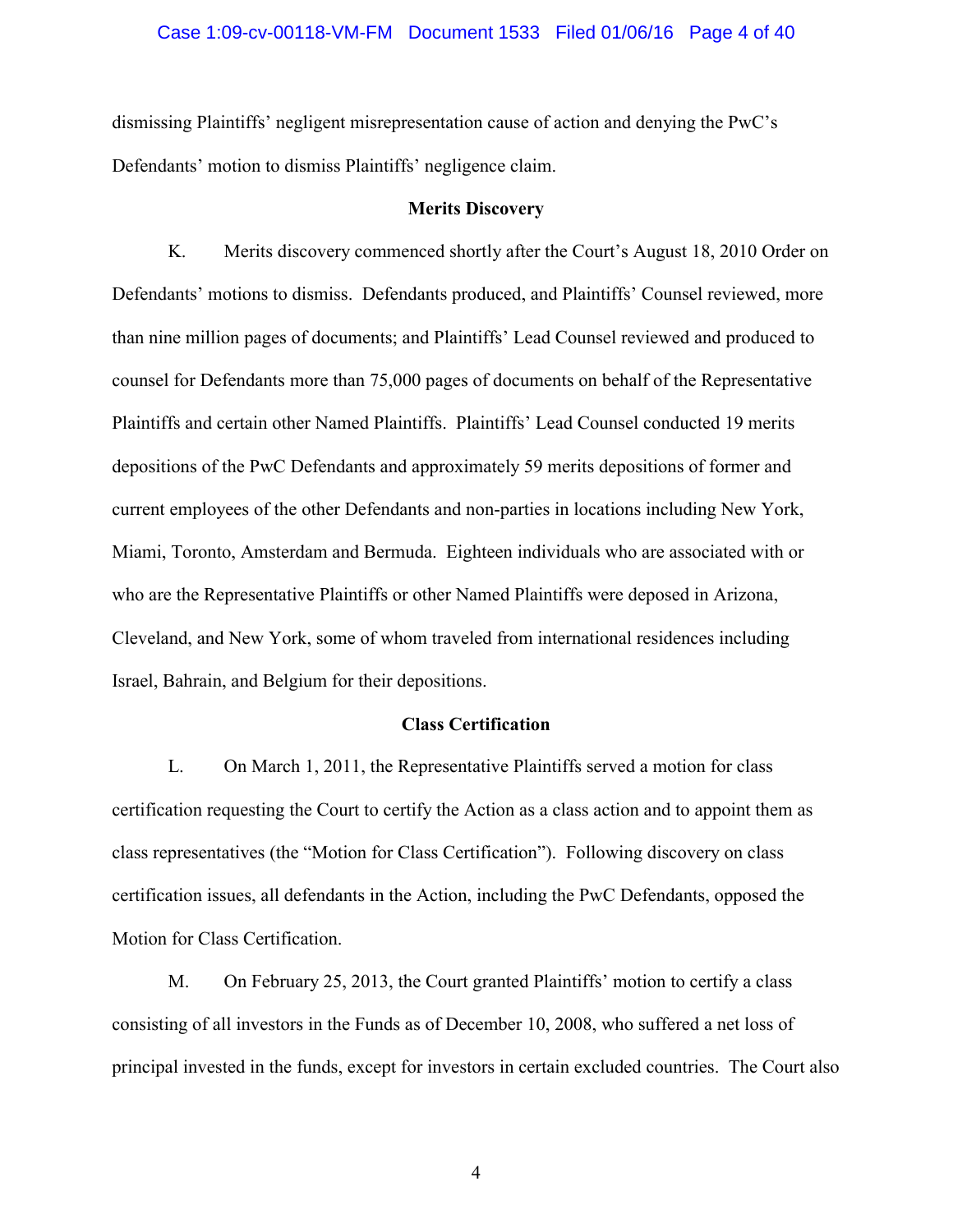dismissing Plaintiffs' negligent misrepresentation cause of action and denying the PwC's Defendants' motion to dismiss Plaintiffs' negligence claim.

**Merits Discovery**

K. Merits discovery commenced shortly after the Court's August 18, 2010 Order on Defendants' motions to dismiss. Defendants produced, and Plaintiffs' Counsel reviewed, more than nine million pages of documents; and Plaintiffs' Lead Counsel reviewed and produced to counsel for Defendants more than 75,000 pages of documents on behalf of the Representative Plaintiffs and certain other Named Plaintiffs. Plaintiffs' Lead Counsel conducted 19 merits depositions of the PwC Defendants and approximately 59 merits depositions of former and current employees of the other Defendants and non-parties in locations including New York, Miami, Toronto, Amsterdam and Bermuda. Eighteen individuals who are associated with or who are the Representative Plaintiffs or other Named Plaintiffs were deposed in Arizona, Cleveland, and New York, some of whom traveled from international residences including Israel, Bahrain, and Belgium for their depositions.

**Class Certification**

L. On March 1, 2011, the Representative Plaintiffs served a motion for class certification requesting the Court to certify the Action as a class action and to appoint them as class representatives (the "Motion for Class Certification"). Following discovery on class certification issues, all defendants in the Action, including the PwC Defendants, opposed the Motion for Class Certification.

M. On February 25, 2013, the Court granted Plaintiffs' motion to certify a class consisting of all investors in the Funds as of December 10, 2008, who suffered a net loss of principal invested in the funds, except for investors in certain excluded countries. The Court also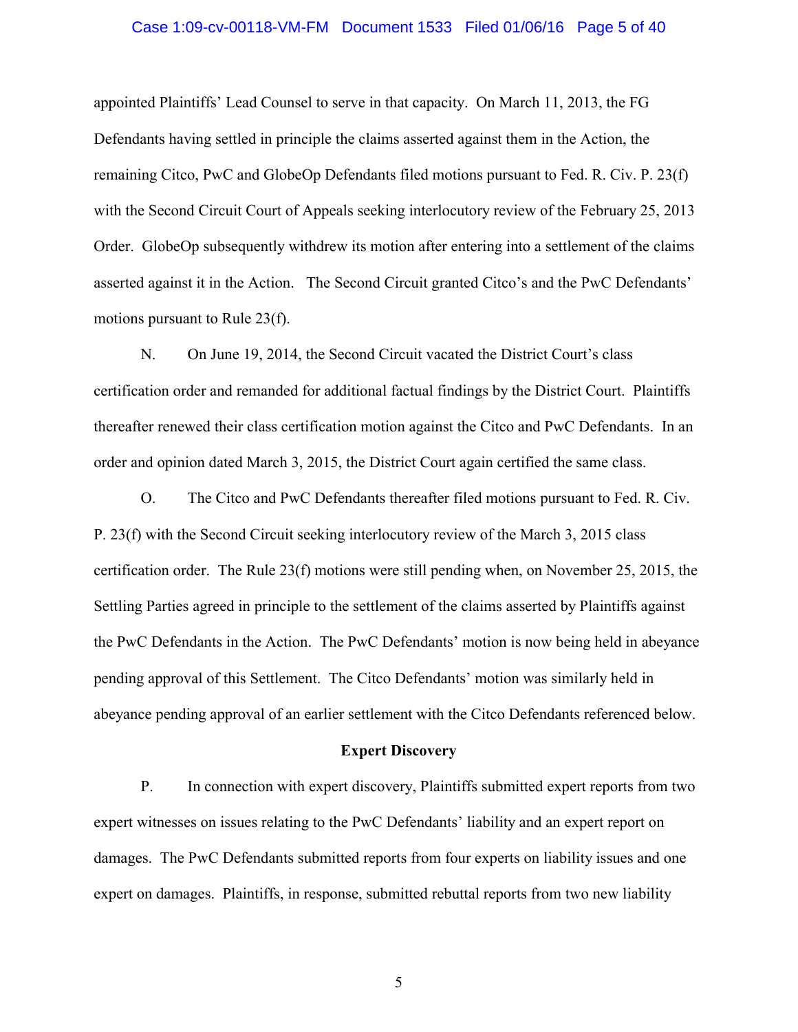appointed Plaintiffs' Lead Counsel to serve in that capacity. On March 11, 2013, the FG Defendants having settled in principle the claims asserted against them in the Action, the remaining Citco, PwC and GlobeOp Defendants filed motions pursuant to Fed. R. Civ. P. 23(f) with the Second Circuit Court of Appeals seeking interlocutory review of the February 25, 2013 Order. GlobeOp subsequently withdrew its motion after entering into a settlement of the claims asserted against it in the Action. The Second Circuit granted Citco's and the PwC Defendants' motions pursuant to Rule 23(f).

N. On June 19, 2014, the Second Circuit vacated the District Court's class certification order and remanded for additional factual findings by the District Court. Plaintiffs thereafter renewed their class certification motion against the Citco and PwC Defendants. In an order and opinion dated March 3, 2015, the District Court again certified the same class.

O. The Citco and PwC Defendants thereafter filed motions pursuant to Fed. R. Civ. P. 23(f) with the Second Circuit seeking interlocutory review of the March 3, 2015 class certification order. The Rule 23(f) motions were still pending when, on November 25, 2015, the Settling Parties agreed in principle to the settlement of the claims asserted by Plaintiffs against the PwC Defendants in the Action. The PwC Defendants' motion is now being held in abeyance pending approval of this Settlement. The Citco Defendants' motion was similarly held in abeyance pending approval of an earlier settlement with the Citco Defendants referenced below.

**Expert Discovery**

P. In connection with expert discovery, Plaintiffs submitted expert reports from two expert witnesses on issues relating to the PwC Defendants' liability and an expert report on damages. The PwC Defendants submitted reports from four experts on liability issues and one expert on damages. Plaintiffs, in response, submitted rebuttal reports from two new liability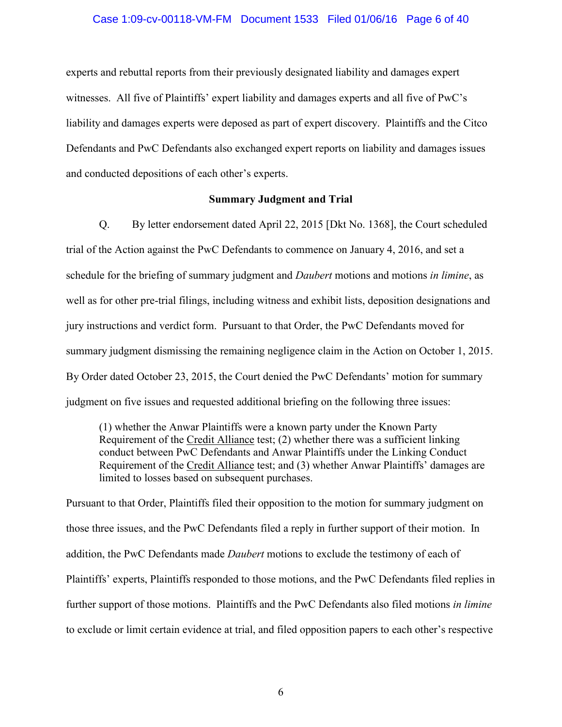experts and rebuttal reports from their previously designated liability and damages expert witnesses. All five of Plaintiffs' expert liability and damages experts and all five of PwC's liability and damages experts were deposed as part of expert discovery. Plaintiffs and the Citco Defendants and PwC Defendants also exchanged expert reports on liability and damages issues and conducted depositions of each other's experts.

**Summary Judgment and Trial**

Q. By letter endorsement dated April 22, 2015 [Dkt No. 1368], the Court scheduled trial of the Action against the PwC Defendants to commence on January 4, 2016, and set a schedule for the briefing of summary judgment and *Daubert* motions and motions *in limine*, as well as for other pre-trial filings, including witness and exhibit lists, deposition designations and jury instructions and verdict form. Pursuant to that Order, the PwC Defendants moved for summary judgment dismissing the remaining negligence claim in the Action on October 1, 2015. By Order dated October 23, 2015, the Court denied the PwC Defendants' motion for summary judgment on five issues and requested additional briefing on the following three issues:

> (1) whether the Anwar Plaintiffs were a known party under the Known Party Requirement of the Credit Alliance test; (2) whether there was a sufficient linking conduct between PwC Defendants and Anwar Plaintiffs under the Linking Conduct Requirement of the Credit Alliance test; and (3) whether Anwar Plaintiffs' damages are limited to losses based on subsequent purchases.

Pursuant to that Order, Plaintiffs filed their opposition to the motion for summary judgment on those three issues, and the PwC Defendants filed a reply in further support of their motion. In addition, the PwC Defendants made *Daubert* motions to exclude the testimony of each of Plaintiffs' experts, Plaintiffs responded to those motions, and the PwC Defendants filed replies in further support of those motions. Plaintiffs and the PwC Defendants also filed motions *in limine* to exclude or limit certain evidence at trial, and filed opposition papers to each other's respective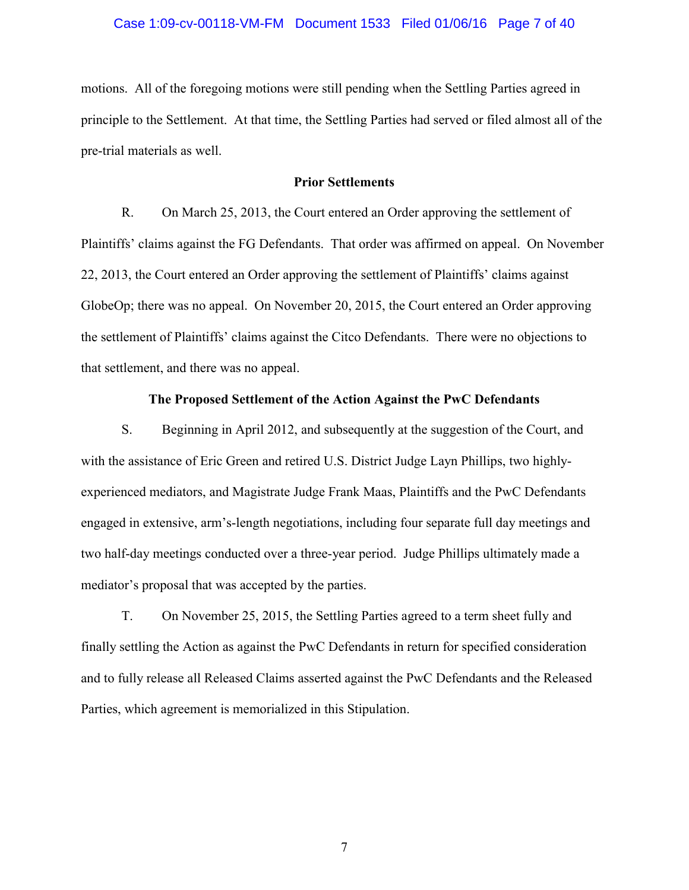motions. All of the foregoing motions were still pending when the Settling Parties agreed in principle to the Settlement. At that time, the Settling Parties had served or filed almost all of the pre-trial materials as well.

**Prior Settlements**

R. On March 25, 2013, the Court entered an Order approving the settlement of Plaintiffs' claims against the FG Defendants. That order was affirmed on appeal. On November 22, 2013, the Court entered an Order approving the settlement of Plaintiffs' claims against GlobeOp; there was no appeal. On November 20, 2015, the Court entered an Order approving the settlement of Plaintiffs' claims against the Citco Defendants. There were no objections to that settlement, and there was no appeal.

**The Proposed Settlement of the Action Against the PwC Defendants**

S. Beginning in April 2012, and subsequently at the suggestion of the Court, and with the assistance of Eric Green and retired U.S. District Judge Layn Phillips, two highly-experienced mediators, and Magistrate Judge Frank Maas, Plaintiffs and the PwC Defendants engaged in extensive, arm's-length negotiations, including four separate full day meetings and two half-day meetings conducted over a three-year period. Judge Phillips ultimately made a mediator's proposal that was accepted by the parties.

T. On November 25, 2015, the Settling Parties agreed to a term sheet fully and finally settling the Action as against the PwC Defendants in return for specified consideration and to fully release all Released Claims asserted against the PwC Defendants and the Released Parties, which agreement is memorialized in this Stipulation.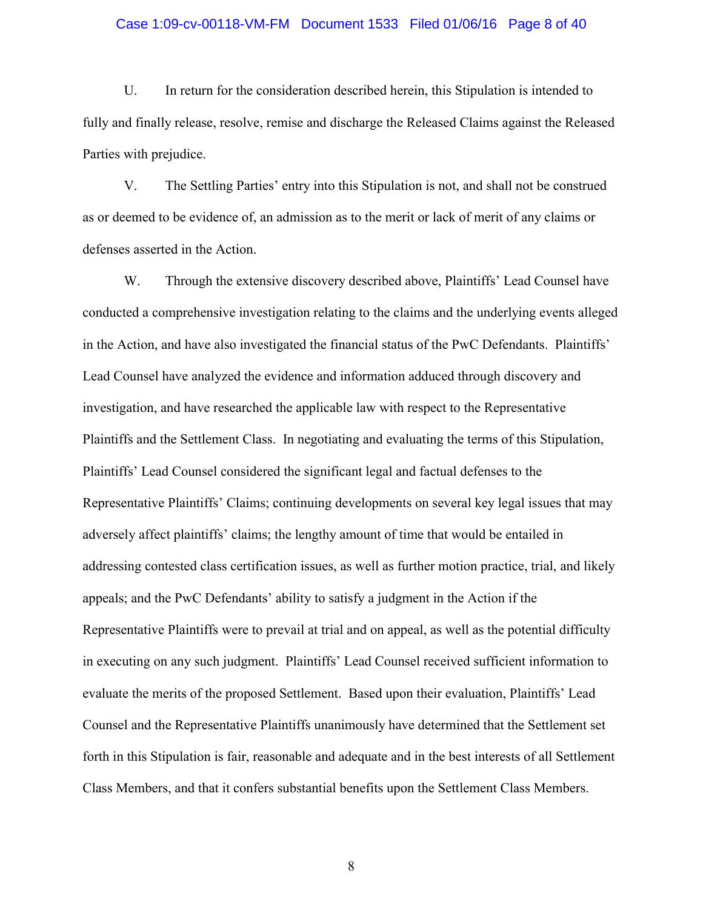U. In return for the consideration described herein, this Stipulation is intended to fully and finally release, resolve, remise and discharge the Released Claims against the Released Parties with prejudice.

V. The Settling Parties' entry into this Stipulation is not, and shall not be construed as or deemed to be evidence of, an admission as to the merit or lack of merit of any claims or defenses asserted in the Action.

W. Through the extensive discovery described above, Plaintiffs' Lead Counsel have conducted a comprehensive investigation relating to the claims and the underlying events alleged in the Action, and have also investigated the financial status of the PwC Defendants. Plaintiffs' Lead Counsel have analyzed the evidence and information adduced through discovery and investigation, and have researched the applicable law with respect to the Representative Plaintiffs and the Settlement Class. In negotiating and evaluating the terms of this Stipulation, Plaintiffs' Lead Counsel considered the significant legal and factual defenses to the Representative Plaintiffs' Claims; continuing developments on several key legal issues that may adversely affect plaintiffs' claims; the lengthy amount of time that would be entailed in addressing contested class certification issues, as well as further motion practice, trial, and likely appeals; and the PwC Defendants' ability to satisfy a judgment in the Action if the Representative Plaintiffs were to prevail at trial and on appeal, as well as the potential difficulty in executing on any such judgment. Plaintiffs' Lead Counsel received sufficient information to evaluate the merits of the proposed Settlement. Based upon their evaluation, Plaintiffs' Lead Counsel and the Representative Plaintiffs unanimously have determined that the Settlement set forth in this Stipulation is fair, reasonable and adequate and in the best interests of all Settlement Class Members, and that it confers substantial benefits upon the Settlement Class Members.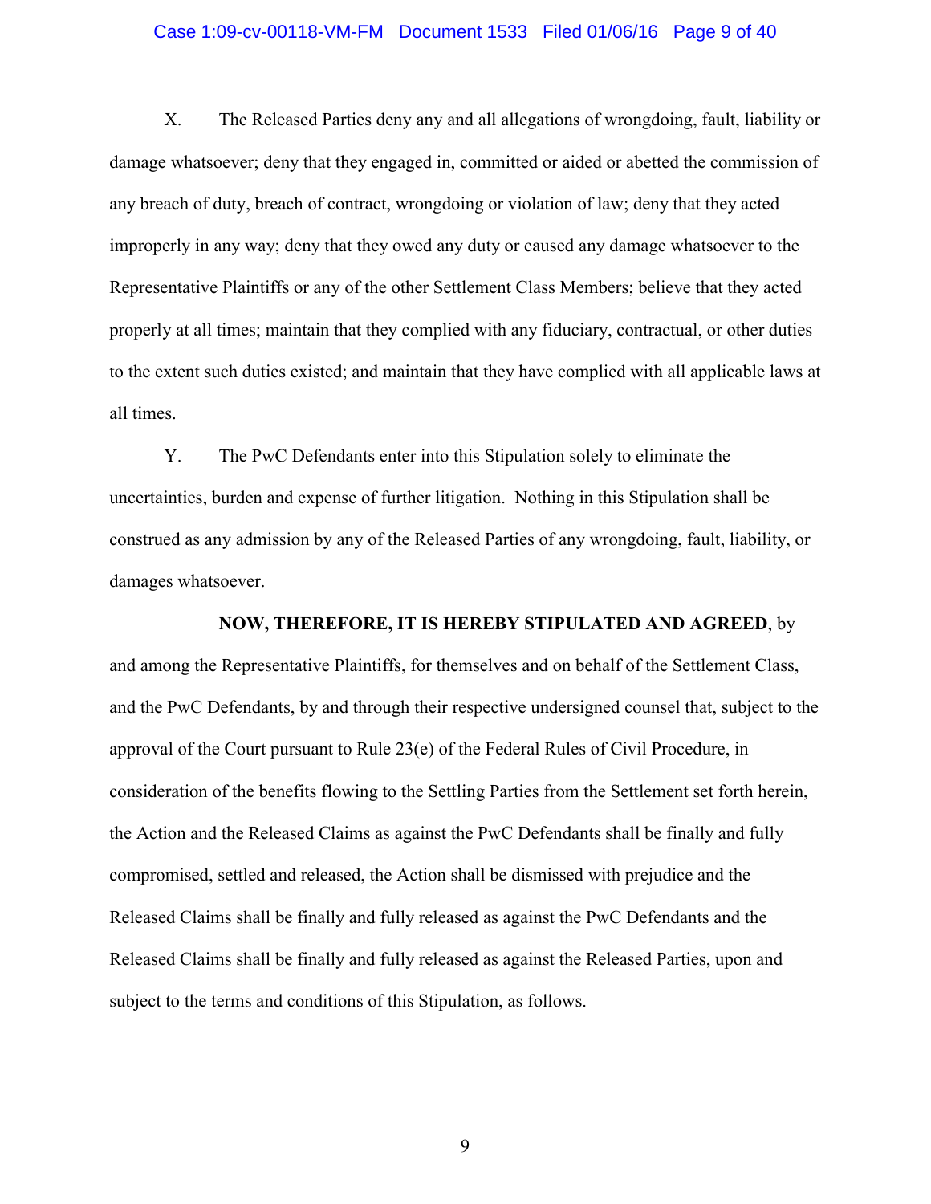X. The Released Parties deny any and all allegations of wrongdoing, fault, liability or damage whatsoever; deny that they engaged in, committed or aided or abetted the commission of any breach of duty, breach of contract, wrongdoing or violation of law; deny that they acted improperly in any way; deny that they owed any duty or caused any damage whatsoever to the Representative Plaintiffs or any of the other Settlement Class Members; believe that they acted properly at all times; maintain that they complied with any fiduciary, contractual, or other duties to the extent such duties existed; and maintain that they have complied with all applicable laws at all times.

Y. The PwC Defendants enter into this Stipulation solely to eliminate the uncertainties, burden and expense of further litigation. Nothing in this Stipulation shall be construed as any admission by any of the Released Parties of any wrongdoing, fault, liability, or damages whatsoever.

**NOW, THEREFORE, IT IS HEREBY STIPULATED AND AGREED**, by and among the Representative Plaintiffs, for themselves and on behalf of the Settlement Class, and the PwC Defendants, by and through their respective undersigned counsel that, subject to the approval of the Court pursuant to Rule 23(e) of the Federal Rules of Civil Procedure, in consideration of the benefits flowing to the Settling Parties from the Settlement set forth herein, the Action and the Released Claims as against the PwC Defendants shall be finally and fully compromised, settled and released, the Action shall be dismissed with prejudice and the Released Claims shall be finally and fully released as against the PwC Defendants and the Released Claims shall be finally and fully released as against the Released Parties, upon and subject to the terms and conditions of this Stipulation, as follows.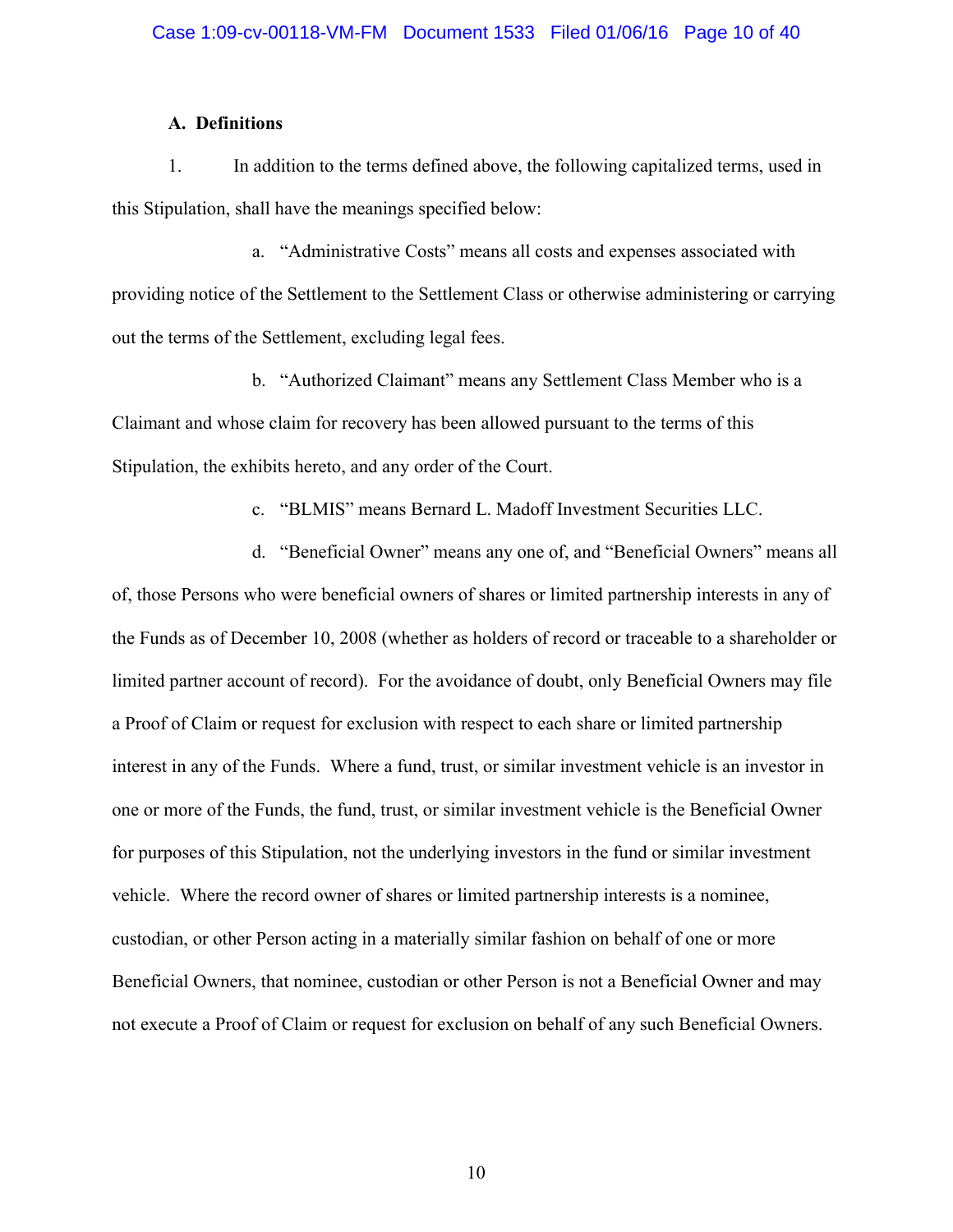### A. Definitions

1. In addition to the terms defined above, the following capitalized terms, used in this Stipulation, shall have the meanings specified below:

   a. "Administrative Costs" means all costs and expenses associated with providing notice of the Settlement to the Settlement Class or otherwise administering or carrying out the terms of the Settlement, excluding legal fees.

   b. "Authorized Claimant" means any Settlement Class Member who is a Claimant and whose claim for recovery has been allowed pursuant to the terms of this Stipulation, the exhibits hereto, and any order of the Court.

   c. "BLMIS" means Bernard L. Madoff Investment Securities LLC.

   d. "Beneficial Owner" means any one of, and "Beneficial Owners" means all of, those Persons who were beneficial owners of shares or limited partnership interests in any of the Funds as of December 10, 2008 (whether as holders of record or traceable to a shareholder or limited partner account of record). For the avoidance of doubt, only Beneficial Owners may file a Proof of Claim or request for exclusion with respect to each share or limited partnership interest in any of the Funds. Where a fund, trust, or similar investment vehicle is an investor in one or more of the Funds, the fund, trust, or similar investment vehicle is the Beneficial Owner for purposes of this Stipulation, not the underlying investors in the fund or similar investment vehicle. Where the record owner of shares or limited partnership interests is a nominee, custodian, or other Person acting in a materially similar fashion on behalf of one or more Beneficial Owners, that nominee, custodian or other Person is not a Beneficial Owner and may not execute a Proof of Claim or request for exclusion on behalf of any such Beneficial Owners.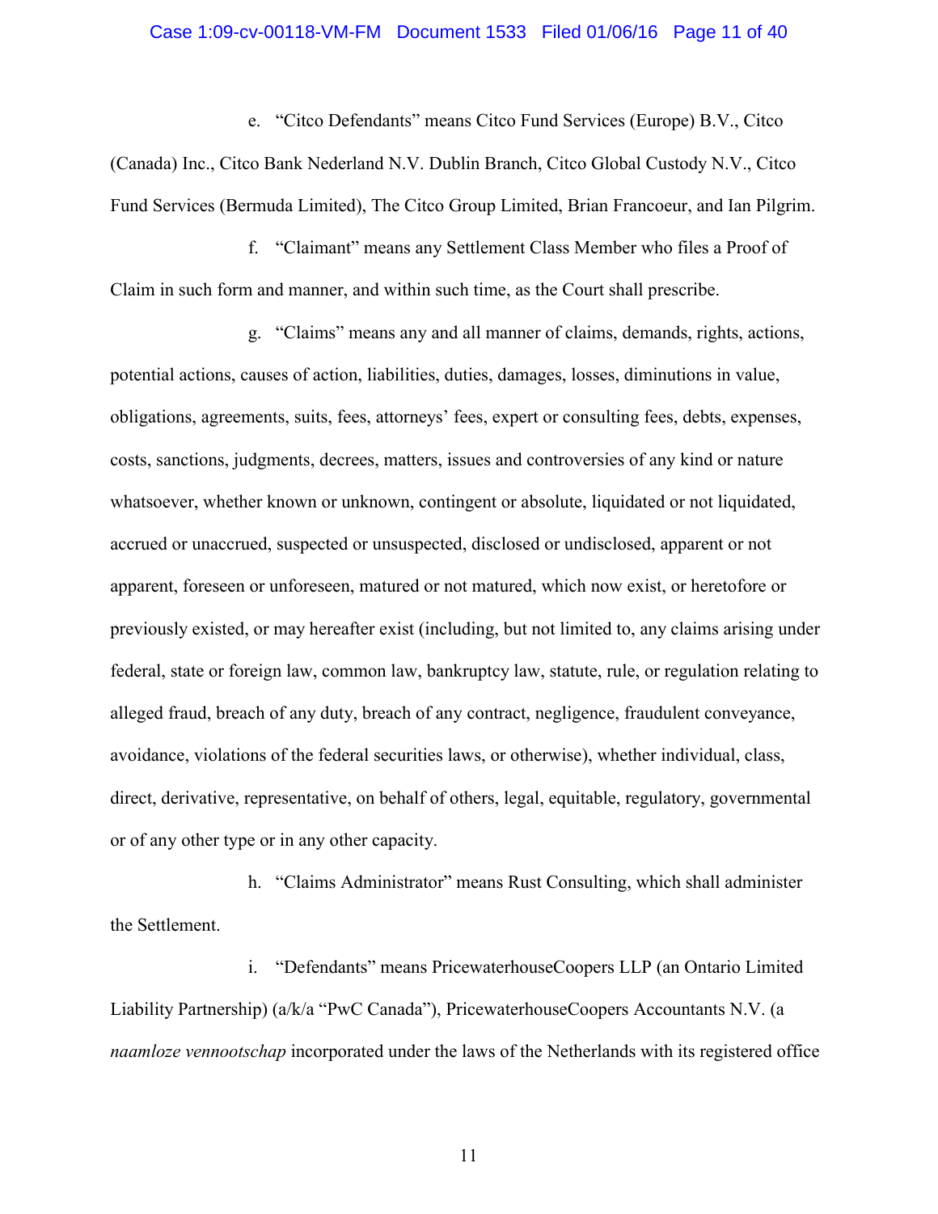e. "Citco Defendants" means Citco Fund Services (Europe) B.V., Citco (Canada) Inc., Citco Bank Nederland N.V. Dublin Branch, Citco Global Custody N.V., Citco Fund Services (Bermuda Limited), The Citco Group Limited, Brian Francoeur, and Ian Pilgrim.

f. "Claimant" means any Settlement Class Member who files a Proof of Claim in such form and manner, and within such time, as the Court shall prescribe.

g. "Claims" means any and all manner of claims, demands, rights, actions, potential actions, causes of action, liabilities, duties, damages, losses, diminutions in value, obligations, agreements, suits, fees, attorneys' fees, expert or consulting fees, debts, expenses, costs, sanctions, judgments, decrees, matters, issues and controversies of any kind or nature whatsoever, whether known or unknown, contingent or absolute, liquidated or not liquidated, accrued or unaccrued, suspected or unsuspected, disclosed or undisclosed, apparent or not apparent, foreseen or unforeseen, matured or not matured, which now exist, or heretofore or previously existed, or may hereafter exist (including, but not limited to, any claims arising under federal, state or foreign law, common law, bankruptcy law, statute, rule, or regulation relating to alleged fraud, breach of any duty, breach of any contract, negligence, fraudulent conveyance, avoidance, violations of the federal securities laws, or otherwise), whether individual, class, direct, derivative, representative, on behalf of others, legal, equitable, regulatory, governmental or of any other type or in any other capacity.

h. "Claims Administrator" means Rust Consulting, which shall administer the Settlement.

i. "Defendants" means PricewaterhouseCoopers LLP (an Ontario Limited Liability Partnership) (a/k/a "PwC Canada"), PricewaterhouseCoopers Accountants N.V. (a *naamloze vennootschap* incorporated under the laws of the Netherlands with its registered office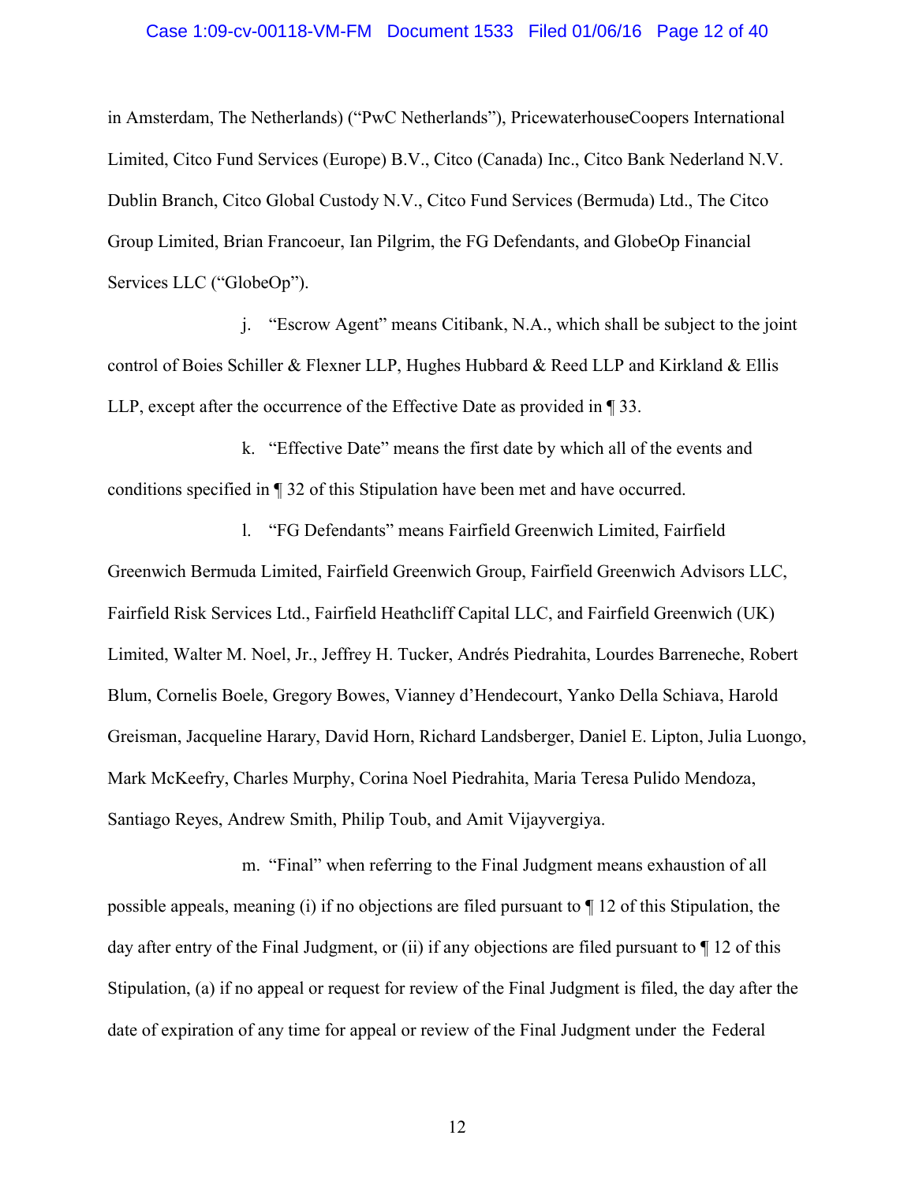in Amsterdam, The Netherlands) ("PwC Netherlands"), PricewaterhouseCoopers International Limited, Citco Fund Services (Europe) B.V., Citco (Canada) Inc., Citco Bank Nederland N.V. Dublin Branch, Citco Global Custody N.V., Citco Fund Services (Bermuda) Ltd., The Citco Group Limited, Brian Francoeur, Ian Pilgrim, the FG Defendants, and GlobeOp Financial Services LLC ("GlobeOp").

j. "Escrow Agent" means Citibank, N.A., which shall be subject to the joint control of Boies Schiller & Flexner LLP, Hughes Hubbard & Reed LLP and Kirkland & Ellis LLP, except after the occurrence of the Effective Date as provided in ¶ 33.

k. "Effective Date" means the first date by which all of the events and conditions specified in ¶ 32 of this Stipulation have been met and have occurred.

l. "FG Defendants" means Fairfield Greenwich Limited, Fairfield Greenwich Bermuda Limited, Fairfield Greenwich Group, Fairfield Greenwich Advisors LLC, Fairfield Risk Services Ltd., Fairfield Heathcliff Capital LLC, and Fairfield Greenwich (UK) Limited, Walter M. Noel, Jr., Jeffrey H. Tucker, Andrés Piedrahita, Lourdes Barreneche, Robert Blum, Cornelis Boele, Gregory Bowes, Vianney d'Hendecourt, Yanko Della Schiava, Harold Greisman, Jacqueline Harary, David Horn, Richard Landsberger, Daniel E. Lipton, Julia Luongo, Mark McKeefry, Charles Murphy, Corina Noel Piedrahita, Maria Teresa Pulido Mendoza, Santiago Reyes, Andrew Smith, Philip Toub, and Amit Vijayvergiya.

m. "Final" when referring to the Final Judgment means exhaustion of all possible appeals, meaning (i) if no objections are filed pursuant to ¶ 12 of this Stipulation, the day after entry of the Final Judgment, or (ii) if any objections are filed pursuant to ¶ 12 of this Stipulation, (a) if no appeal or request for review of the Final Judgment is filed, the day after the date of expiration of any time for appeal or review of the Final Judgment under the Federal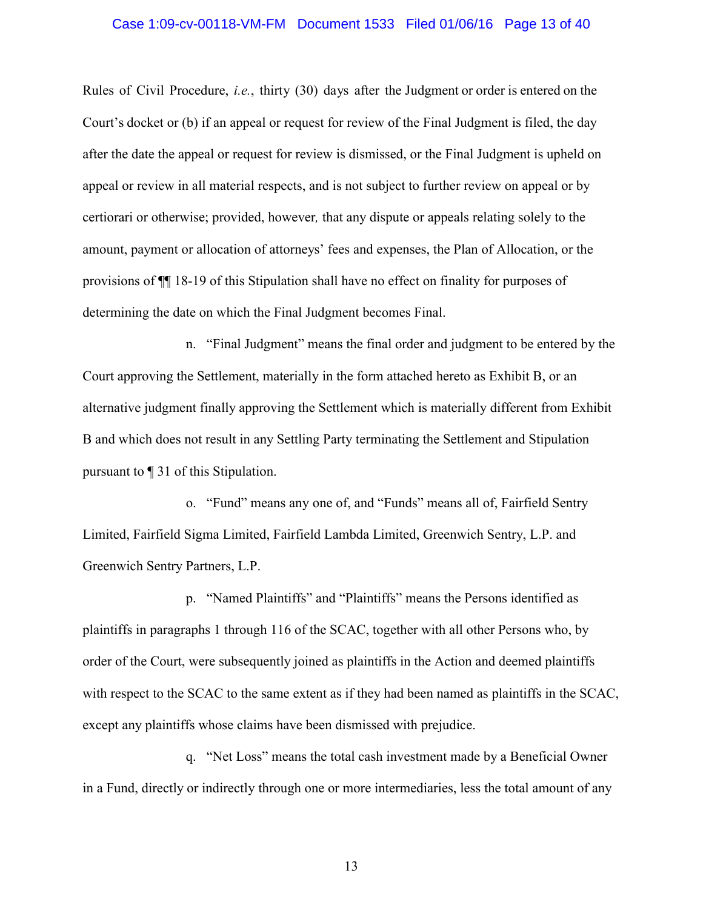Rules of Civil Procedure, *i.e.*, thirty (30) days after the Judgment or order is entered on the Court's docket or (b) if an appeal or request for review of the Final Judgment is filed, the day after the date the appeal or request for review is dismissed, or the Final Judgment is upheld on appeal or review in all material respects, and is not subject to further review on appeal or by certiorari or otherwise; provided, however*,* that any dispute or appeals relating solely to the amount, payment or allocation of attorneys' fees and expenses, the Plan of Allocation, or the provisions of ¶¶ 18-19 of this Stipulation shall have no effect on finality for purposes of determining the date on which the Final Judgment becomes Final.

n. "Final Judgment" means the final order and judgment to be entered by the Court approving the Settlement, materially in the form attached hereto as Exhibit B, or an alternative judgment finally approving the Settlement which is materially different from Exhibit B and which does not result in any Settling Party terminating the Settlement and Stipulation pursuant to ¶ 31 of this Stipulation.

o. "Fund" means any one of, and "Funds" means all of, Fairfield Sentry Limited, Fairfield Sigma Limited, Fairfield Lambda Limited, Greenwich Sentry, L.P. and Greenwich Sentry Partners, L.P.

p. "Named Plaintiffs" and "Plaintiffs" means the Persons identified as plaintiffs in paragraphs 1 through 116 of the SCAC, together with all other Persons who, by order of the Court, were subsequently joined as plaintiffs in the Action and deemed plaintiffs with respect to the SCAC to the same extent as if they had been named as plaintiffs in the SCAC, except any plaintiffs whose claims have been dismissed with prejudice.

q. "Net Loss" means the total cash investment made by a Beneficial Owner in a Fund, directly or indirectly through one or more intermediaries, less the total amount of any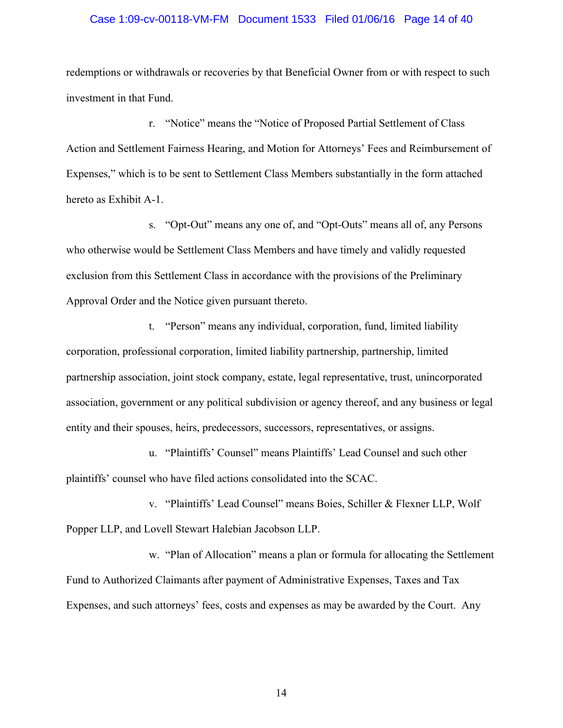redemptions or withdrawals or recoveries by that Beneficial Owner from or with respect to such investment in that Fund.

r. "Notice" means the "Notice of Proposed Partial Settlement of Class Action and Settlement Fairness Hearing, and Motion for Attorneys' Fees and Reimbursement of Expenses," which is to be sent to Settlement Class Members substantially in the form attached hereto as Exhibit A-1.

s. "Opt-Out" means any one of, and "Opt-Outs" means all of, any Persons who otherwise would be Settlement Class Members and have timely and validly requested exclusion from this Settlement Class in accordance with the provisions of the Preliminary Approval Order and the Notice given pursuant thereto.

t. "Person" means any individual, corporation, fund, limited liability corporation, professional corporation, limited liability partnership, partnership, limited partnership association, joint stock company, estate, legal representative, trust, unincorporated association, government or any political subdivision or agency thereof, and any business or legal entity and their spouses, heirs, predecessors, successors, representatives, or assigns.

u. "Plaintiffs' Counsel" means Plaintiffs' Lead Counsel and such other plaintiffs' counsel who have filed actions consolidated into the SCAC.

v. "Plaintiffs' Lead Counsel" means Boies, Schiller & Flexner LLP, Wolf Popper LLP, and Lovell Stewart Halebian Jacobson LLP.

w. "Plan of Allocation" means a plan or formula for allocating the Settlement Fund to Authorized Claimants after payment of Administrative Expenses, Taxes and Tax Expenses, and such attorneys' fees, costs and expenses as may be awarded by the Court. Any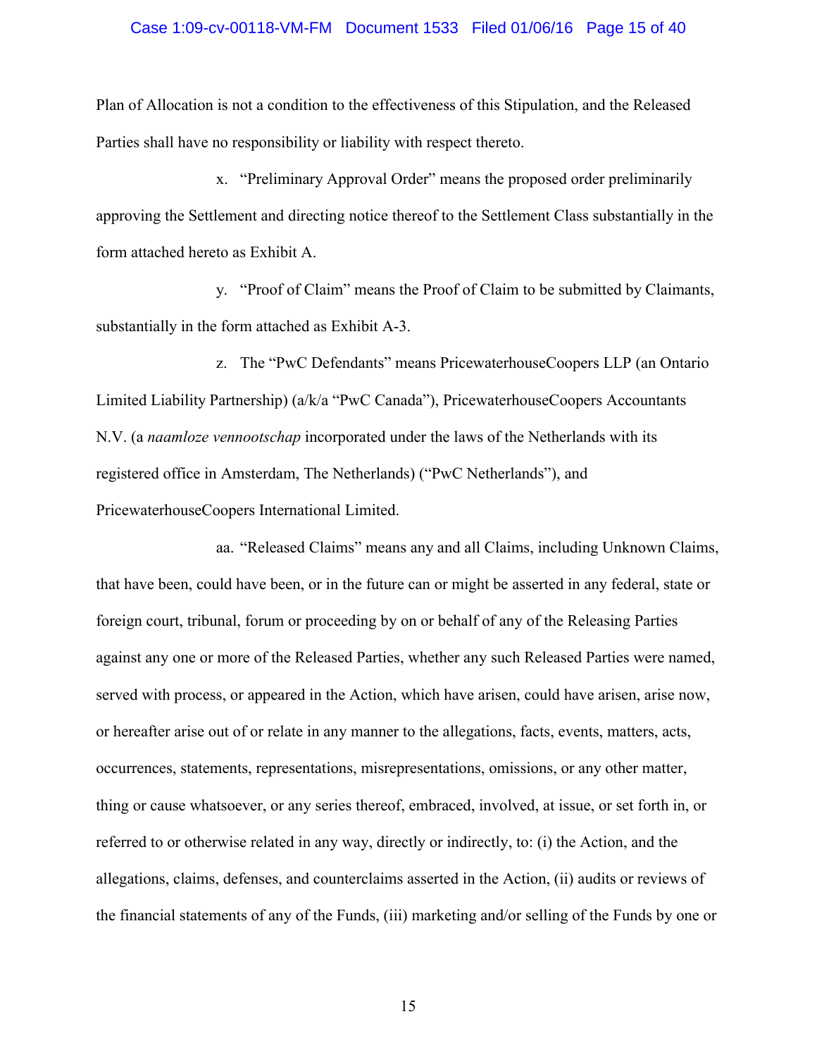Plan of Allocation is not a condition to the effectiveness of this Stipulation, and the Released Parties shall have no responsibility or liability with respect thereto.

x. "Preliminary Approval Order" means the proposed order preliminarily approving the Settlement and directing notice thereof to the Settlement Class substantially in the form attached hereto as Exhibit A.

y. "Proof of Claim" means the Proof of Claim to be submitted by Claimants, substantially in the form attached as Exhibit A-3.

z. The "PwC Defendants" means PricewaterhouseCoopers LLP (an Ontario Limited Liability Partnership) (a/k/a "PwC Canada"), PricewaterhouseCoopers Accountants N.V. (a *naamloze vennootschap* incorporated under the laws of the Netherlands with its registered office in Amsterdam, The Netherlands) ("PwC Netherlands"), and PricewaterhouseCoopers International Limited.

aa. "Released Claims" means any and all Claims, including Unknown Claims, that have been, could have been, or in the future can or might be asserted in any federal, state or foreign court, tribunal, forum or proceeding by on or behalf of any of the Releasing Parties against any one or more of the Released Parties, whether any such Released Parties were named, served with process, or appeared in the Action, which have arisen, could have arisen, arise now, or hereafter arise out of or relate in any manner to the allegations, facts, events, matters, acts, occurrences, statements, representations, misrepresentations, omissions, or any other matter, thing or cause whatsoever, or any series thereof, embraced, involved, at issue, or set forth in, or referred to or otherwise related in any way, directly or indirectly, to: (i) the Action, and the allegations, claims, defenses, and counterclaims asserted in the Action, (ii) audits or reviews of the financial statements of any of the Funds, (iii) marketing and/or selling of the Funds by one or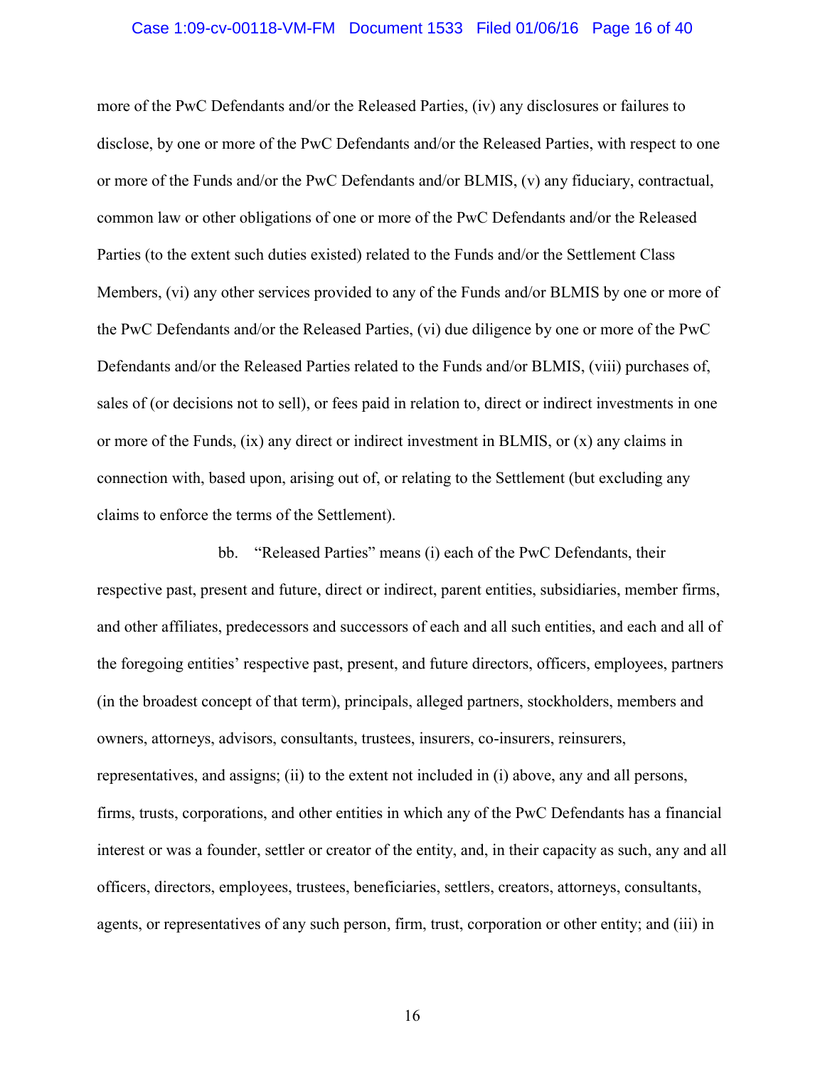more of the PwC Defendants and/or the Released Parties, (iv) any disclosures or failures to disclose, by one or more of the PwC Defendants and/or the Released Parties, with respect to one or more of the Funds and/or the PwC Defendants and/or BLMIS, (v) any fiduciary, contractual, common law or other obligations of one or more of the PwC Defendants and/or the Released Parties (to the extent such duties existed) related to the Funds and/or the Settlement Class Members, (vi) any other services provided to any of the Funds and/or BLMIS by one or more of the PwC Defendants and/or the Released Parties, (vi) due diligence by one or more of the PwC Defendants and/or the Released Parties related to the Funds and/or BLMIS, (viii) purchases of, sales of (or decisions not to sell), or fees paid in relation to, direct or indirect investments in one or more of the Funds, (ix) any direct or indirect investment in BLMIS, or (x) any claims in connection with, based upon, arising out of, or relating to the Settlement (but excluding any claims to enforce the terms of the Settlement).

bb. "Released Parties" means (i) each of the PwC Defendants, their respective past, present and future, direct or indirect, parent entities, subsidiaries, member firms, and other affiliates, predecessors and successors of each and all such entities, and each and all of the foregoing entities' respective past, present, and future directors, officers, employees, partners (in the broadest concept of that term), principals, alleged partners, stockholders, members and owners, attorneys, advisors, consultants, trustees, insurers, co-insurers, reinsurers, representatives, and assigns; (ii) to the extent not included in (i) above, any and all persons, firms, trusts, corporations, and other entities in which any of the PwC Defendants has a financial interest or was a founder, settler or creator of the entity, and, in their capacity as such, any and all officers, directors, employees, trustees, beneficiaries, settlers, creators, attorneys, consultants, agents, or representatives of any such person, firm, trust, corporation or other entity; and (iii) in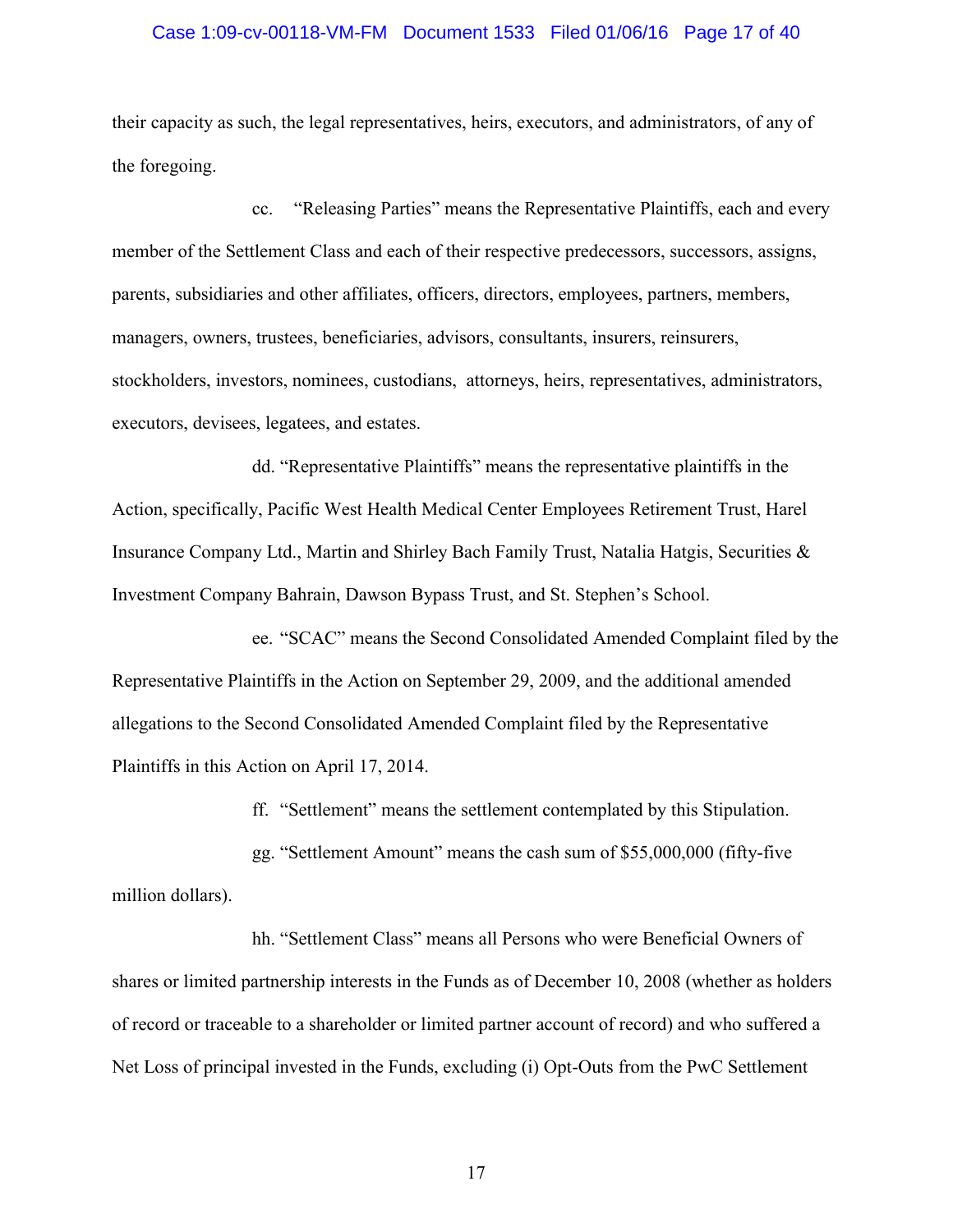their capacity as such, the legal representatives, heirs, executors, and administrators, of any of the foregoing.

cc. "Releasing Parties" means the Representative Plaintiffs, each and every member of the Settlement Class and each of their respective predecessors, successors, assigns, parents, subsidiaries and other affiliates, officers, directors, employees, partners, members, managers, owners, trustees, beneficiaries, advisors, consultants, insurers, reinsurers, stockholders, investors, nominees, custodians, attorneys, heirs, representatives, administrators, executors, devisees, legatees, and estates.

dd. "Representative Plaintiffs" means the representative plaintiffs in the Action, specifically, Pacific West Health Medical Center Employees Retirement Trust, Harel Insurance Company Ltd., Martin and Shirley Bach Family Trust, Natalia Hatgis, Securities & Investment Company Bahrain, Dawson Bypass Trust, and St. Stephen's School.

ee. "SCAC" means the Second Consolidated Amended Complaint filed by the Representative Plaintiffs in the Action on September 29, 2009, and the additional amended allegations to the Second Consolidated Amended Complaint filed by the Representative Plaintiffs in this Action on April 17, 2014.

ff. "Settlement" means the settlement contemplated by this Stipulation.

gg. "Settlement Amount" means the cash sum of $55,000,000 (fifty-five million dollars).

hh. "Settlement Class" means all Persons who were Beneficial Owners of shares or limited partnership interests in the Funds as of December 10, 2008 (whether as holders of record or traceable to a shareholder or limited partner account of record) and who suffered a Net Loss of principal invested in the Funds, excluding (i) Opt-Outs from the PwC Settlement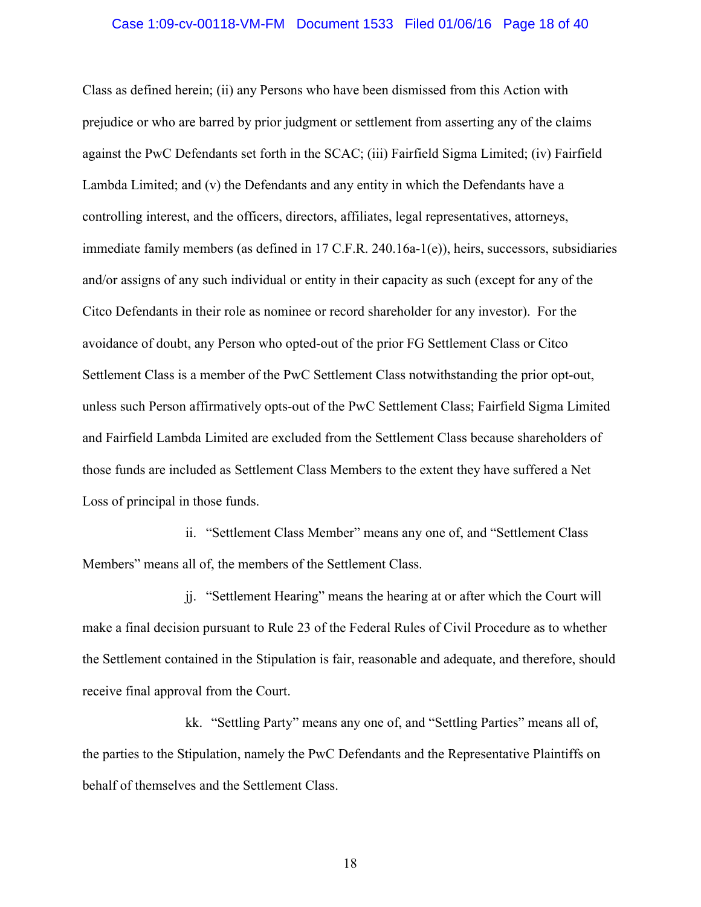Class as defined herein; (ii) any Persons who have been dismissed from this Action with prejudice or who are barred by prior judgment or settlement from asserting any of the claims against the PwC Defendants set forth in the SCAC; (iii) Fairfield Sigma Limited; (iv) Fairfield Lambda Limited; and (v) the Defendants and any entity in which the Defendants have a controlling interest, and the officers, directors, affiliates, legal representatives, attorneys, immediate family members (as defined in 17 C.F.R. 240.16a-1(e)), heirs, successors, subsidiaries and/or assigns of any such individual or entity in their capacity as such (except for any of the Citco Defendants in their role as nominee or record shareholder for any investor). For the avoidance of doubt, any Person who opted-out of the prior FG Settlement Class or Citco Settlement Class is a member of the PwC Settlement Class notwithstanding the prior opt-out, unless such Person affirmatively opts-out of the PwC Settlement Class; Fairfield Sigma Limited and Fairfield Lambda Limited are excluded from the Settlement Class because shareholders of those funds are included as Settlement Class Members to the extent they have suffered a Net Loss of principal in those funds.

ii. "Settlement Class Member" means any one of, and "Settlement Class Members" means all of, the members of the Settlement Class.

jj. "Settlement Hearing" means the hearing at or after which the Court will make a final decision pursuant to Rule 23 of the Federal Rules of Civil Procedure as to whether the Settlement contained in the Stipulation is fair, reasonable and adequate, and therefore, should receive final approval from the Court.

kk. "Settling Party" means any one of, and "Settling Parties" means all of, the parties to the Stipulation, namely the PwC Defendants and the Representative Plaintiffs on behalf of themselves and the Settlement Class.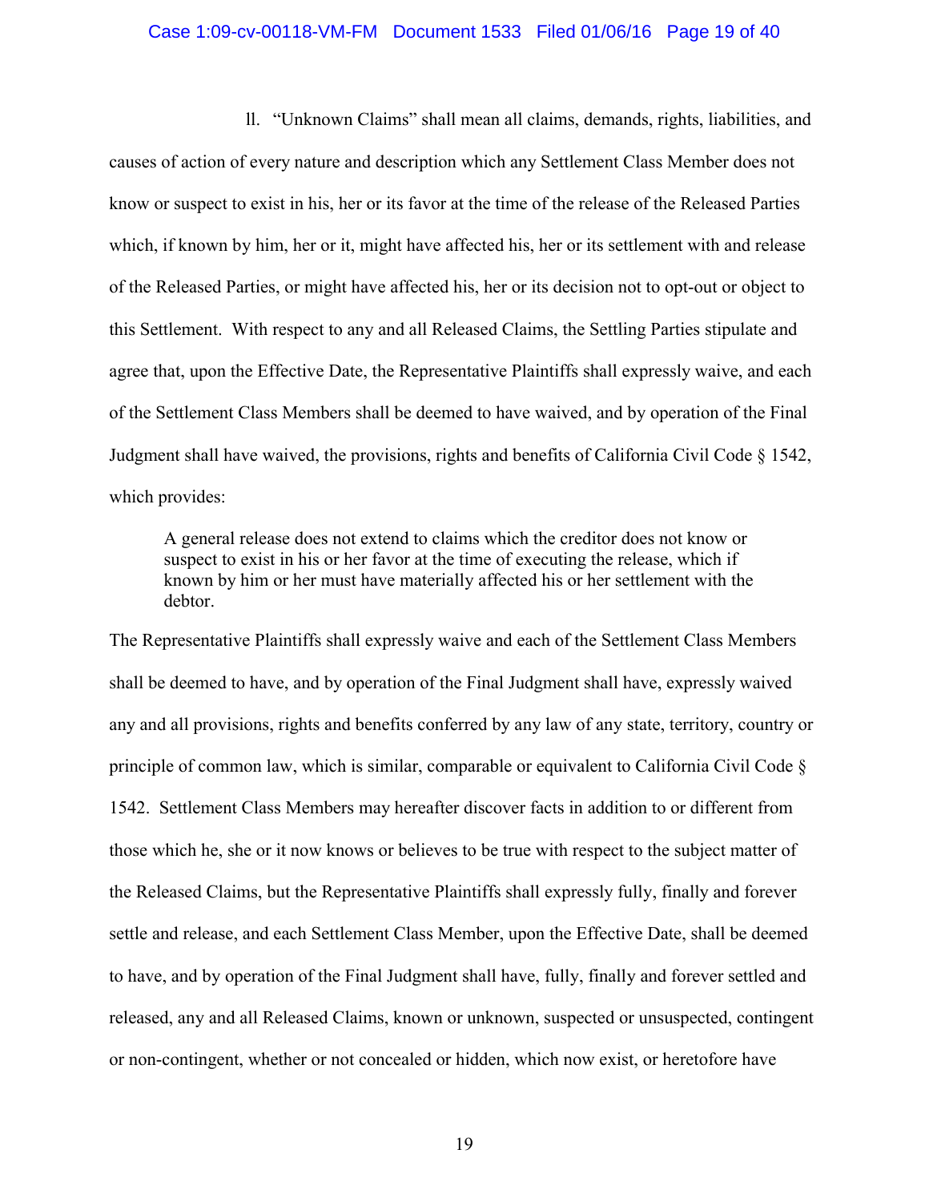ll. "Unknown Claims" shall mean all claims, demands, rights, liabilities, and causes of action of every nature and description which any Settlement Class Member does not know or suspect to exist in his, her or its favor at the time of the release of the Released Parties which, if known by him, her or it, might have affected his, her or its settlement with and release of the Released Parties, or might have affected his, her or its decision not to opt-out or object to this Settlement. With respect to any and all Released Claims, the Settling Parties stipulate and agree that, upon the Effective Date, the Representative Plaintiffs shall expressly waive, and each of the Settlement Class Members shall be deemed to have waived, and by operation of the Final Judgment shall have waived, the provisions, rights and benefits of California Civil Code § 1542, which provides:

> A general release does not extend to claims which the creditor does not know or suspect to exist in his or her favor at the time of executing the release, which if known by him or her must have materially affected his or her settlement with the debtor.

The Representative Plaintiffs shall expressly waive and each of the Settlement Class Members shall be deemed to have, and by operation of the Final Judgment shall have, expressly waived any and all provisions, rights and benefits conferred by any law of any state, territory, country or principle of common law, which is similar, comparable or equivalent to California Civil Code § 1542. Settlement Class Members may hereafter discover facts in addition to or different from those which he, she or it now knows or believes to be true with respect to the subject matter of the Released Claims, but the Representative Plaintiffs shall expressly fully, finally and forever settle and release, and each Settlement Class Member, upon the Effective Date, shall be deemed to have, and by operation of the Final Judgment shall have, fully, finally and forever settled and released, any and all Released Claims, known or unknown, suspected or unsuspected, contingent or non-contingent, whether or not concealed or hidden, which now exist, or heretofore have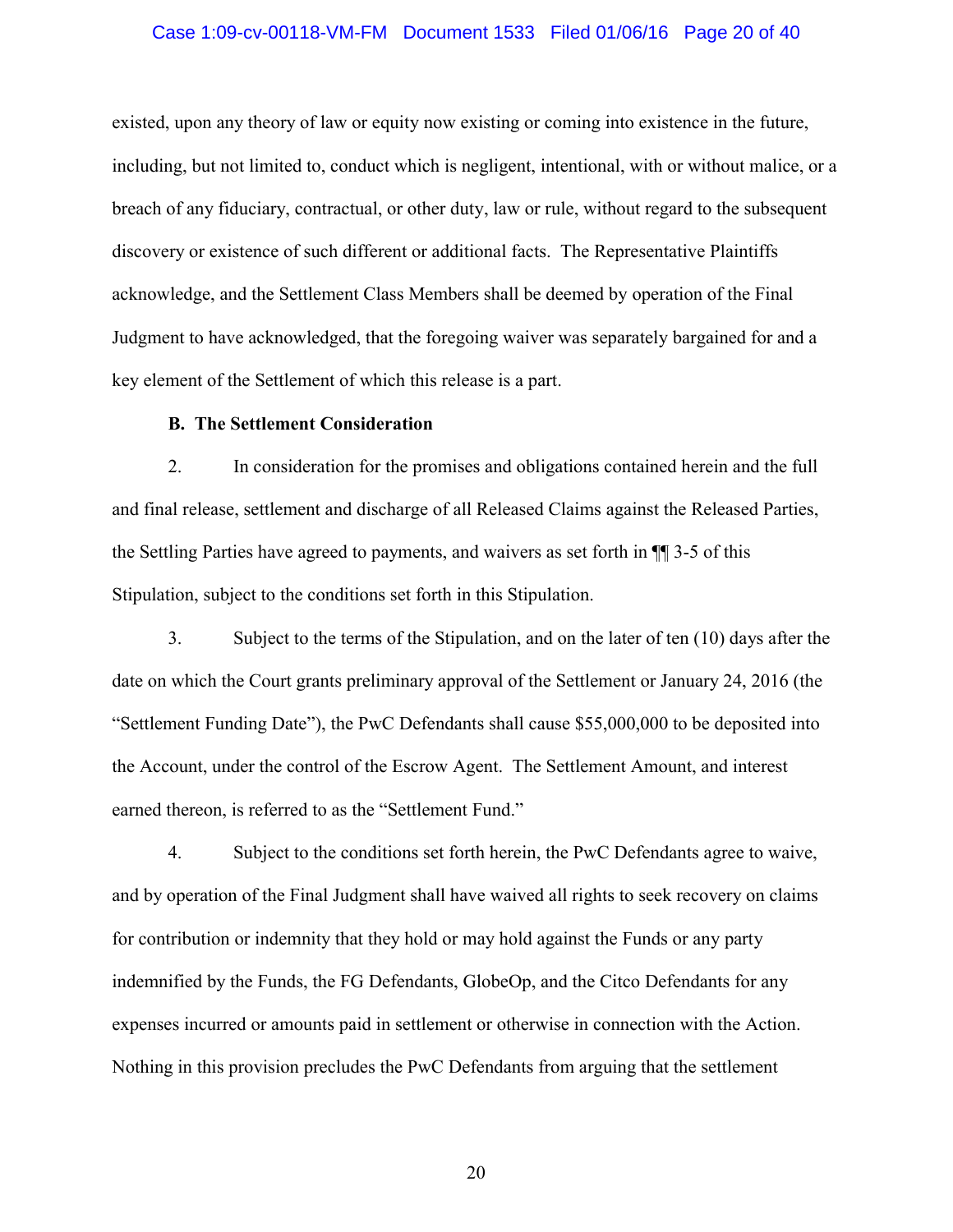existed, upon any theory of law or equity now existing or coming into existence in the future, including, but not limited to, conduct which is negligent, intentional, with or without malice, or a breach of any fiduciary, contractual, or other duty, law or rule, without regard to the subsequent discovery or existence of such different or additional facts. The Representative Plaintiffs acknowledge, and the Settlement Class Members shall be deemed by operation of the Final Judgment to have acknowledged, that the foregoing waiver was separately bargained for and a key element of the Settlement of which this release is a part.

**B. The Settlement Consideration**

2. In consideration for the promises and obligations contained herein and the full and final release, settlement and discharge of all Released Claims against the Released Parties, the Settling Parties have agreed to payments, and waivers as set forth in ¶¶ 3-5 of this Stipulation, subject to the conditions set forth in this Stipulation.

3. Subject to the terms of the Stipulation, and on the later of ten (10) days after the date on which the Court grants preliminary approval of the Settlement or January 24, 2016 (the "Settlement Funding Date"), the PwC Defendants shall cause $55,000,000 to be deposited into the Account, under the control of the Escrow Agent. The Settlement Amount, and interest earned thereon, is referred to as the "Settlement Fund."

4. Subject to the conditions set forth herein, the PwC Defendants agree to waive, and by operation of the Final Judgment shall have waived all rights to seek recovery on claims for contribution or indemnity that they hold or may hold against the Funds or any party indemnified by the Funds, the FG Defendants, GlobeOp, and the Citco Defendants for any expenses incurred or amounts paid in settlement or otherwise in connection with the Action. Nothing in this provision precludes the PwC Defendants from arguing that the settlement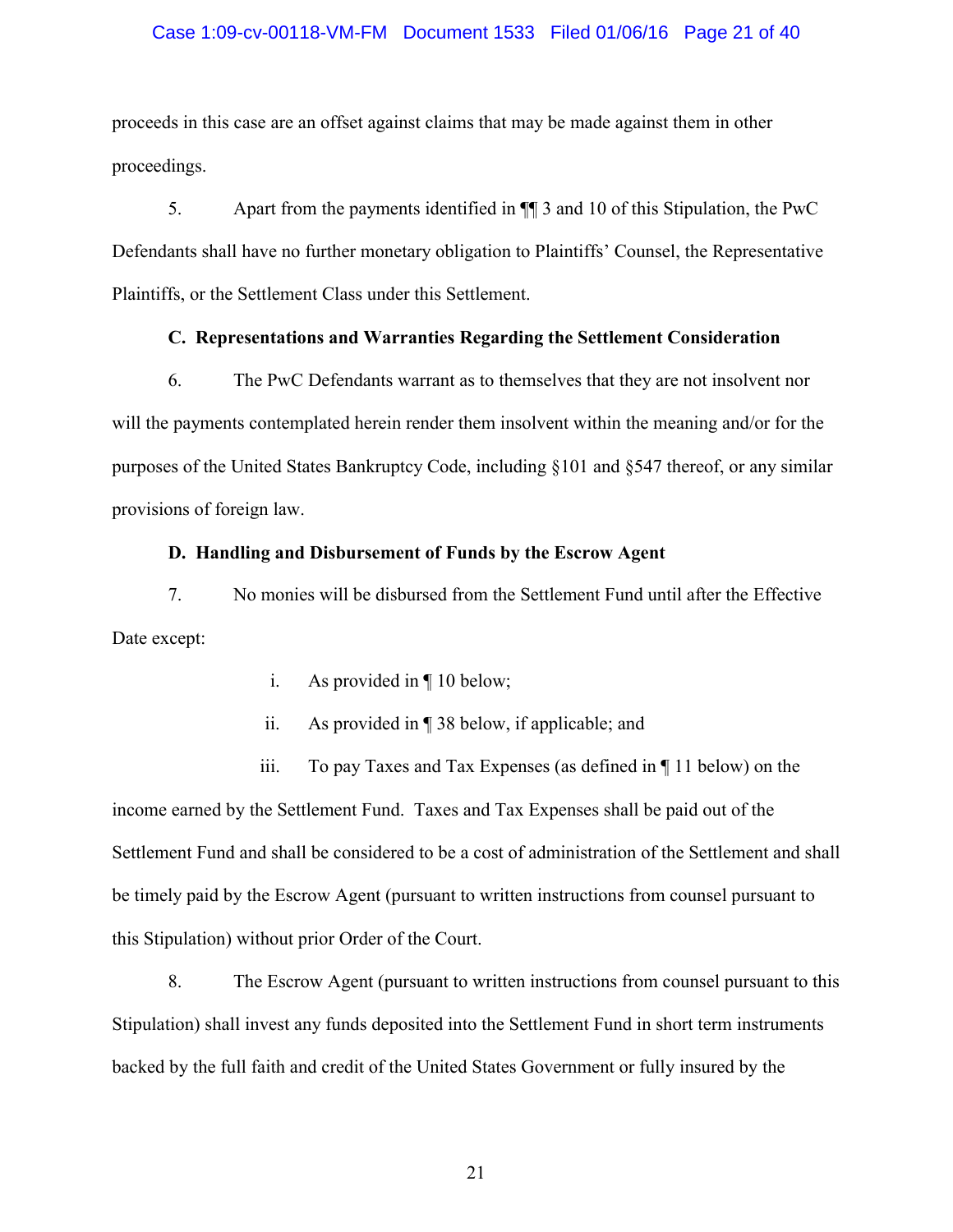proceeds in this case are an offset against claims that may be made against them in other proceedings.

5. Apart from the payments identified in ¶¶ 3 and 10 of this Stipulation, the PwC Defendants shall have no further monetary obligation to Plaintiffs' Counsel, the Representative Plaintiffs, or the Settlement Class under this Settlement.

**C. Representations and Warranties Regarding the Settlement Consideration**

6. The PwC Defendants warrant as to themselves that they are not insolvent nor will the payments contemplated herein render them insolvent within the meaning and/or for the purposes of the United States Bankruptcy Code, including §101 and §547 thereof, or any similar provisions of foreign law.

**D. Handling and Disbursement of Funds by the Escrow Agent**

7. No monies will be disbursed from the Settlement Fund until after the Effective Date except:

i. As provided in ¶ 10 below;

ii. As provided in ¶ 38 below, if applicable; and

iii. To pay Taxes and Tax Expenses (as defined in ¶ 11 below) on the income earned by the Settlement Fund. Taxes and Tax Expenses shall be paid out of the Settlement Fund and shall be considered to be a cost of administration of the Settlement and shall be timely paid by the Escrow Agent (pursuant to written instructions from counsel pursuant to this Stipulation) without prior Order of the Court.

8. The Escrow Agent (pursuant to written instructions from counsel pursuant to this Stipulation) shall invest any funds deposited into the Settlement Fund in short term instruments backed by the full faith and credit of the United States Government or fully insured by the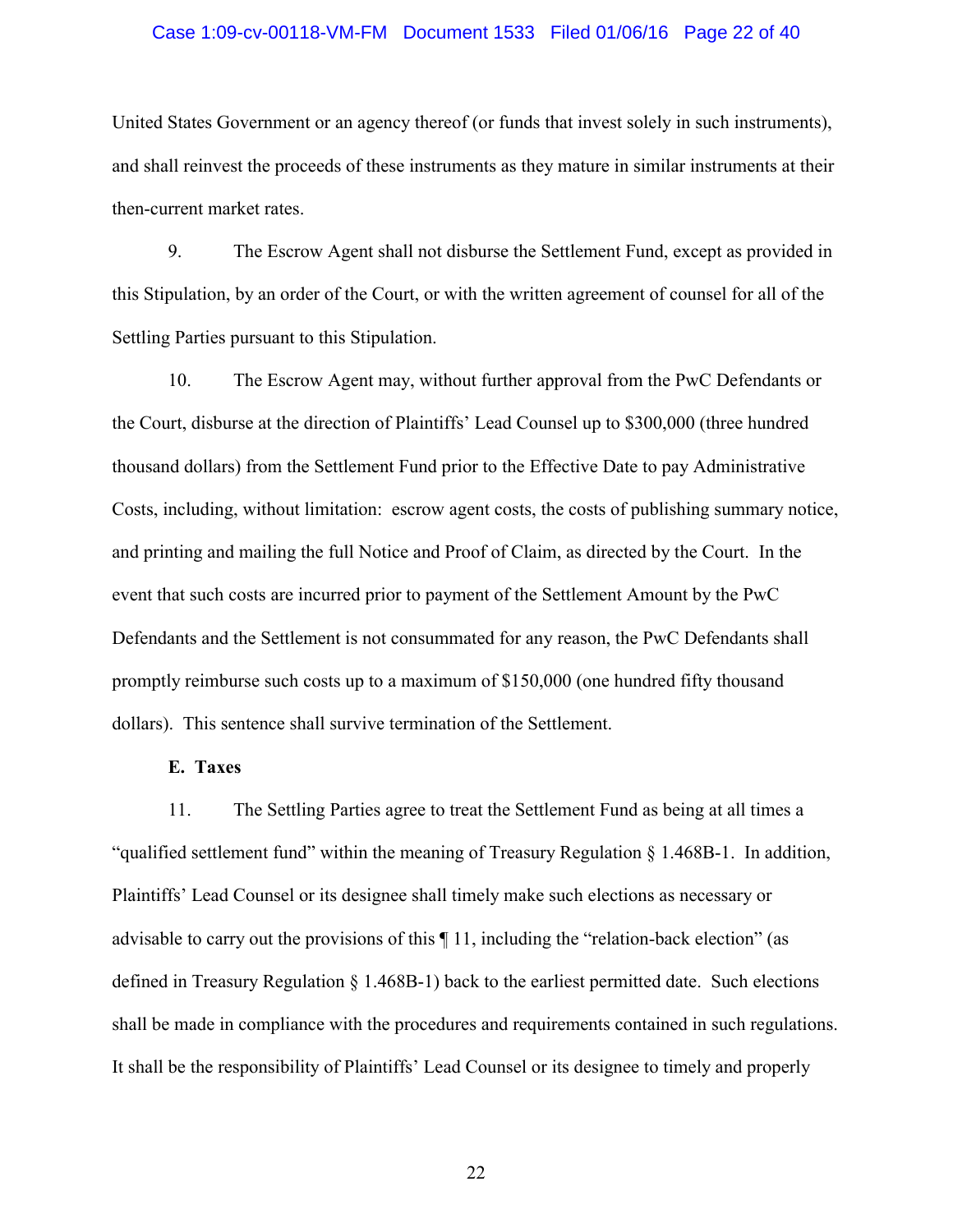United States Government or an agency thereof (or funds that invest solely in such instruments), and shall reinvest the proceeds of these instruments as they mature in similar instruments at their then-current market rates.

9. The Escrow Agent shall not disburse the Settlement Fund, except as provided in this Stipulation, by an order of the Court, or with the written agreement of counsel for all of the Settling Parties pursuant to this Stipulation.

10. The Escrow Agent may, without further approval from the PwC Defendants or the Court, disburse at the direction of Plaintiffs' Lead Counsel up to $300,000 (three hundred thousand dollars) from the Settlement Fund prior to the Effective Date to pay Administrative Costs, including, without limitation: escrow agent costs, the costs of publishing summary notice, and printing and mailing the full Notice and Proof of Claim, as directed by the Court. In the event that such costs are incurred prior to payment of the Settlement Amount by the PwC Defendants and the Settlement is not consummated for any reason, the PwC Defendants shall promptly reimburse such costs up to a maximum of $150,000 (one hundred fifty thousand dollars). This sentence shall survive termination of the Settlement.

**E. Taxes**

11. The Settling Parties agree to treat the Settlement Fund as being at all times a "qualified settlement fund" within the meaning of Treasury Regulation § 1.468B-1. In addition, Plaintiffs' Lead Counsel or its designee shall timely make such elections as necessary or advisable to carry out the provisions of this ¶ 11, including the "relation-back election" (as defined in Treasury Regulation § 1.468B-1) back to the earliest permitted date. Such elections shall be made in compliance with the procedures and requirements contained in such regulations. It shall be the responsibility of Plaintiffs' Lead Counsel or its designee to timely and properly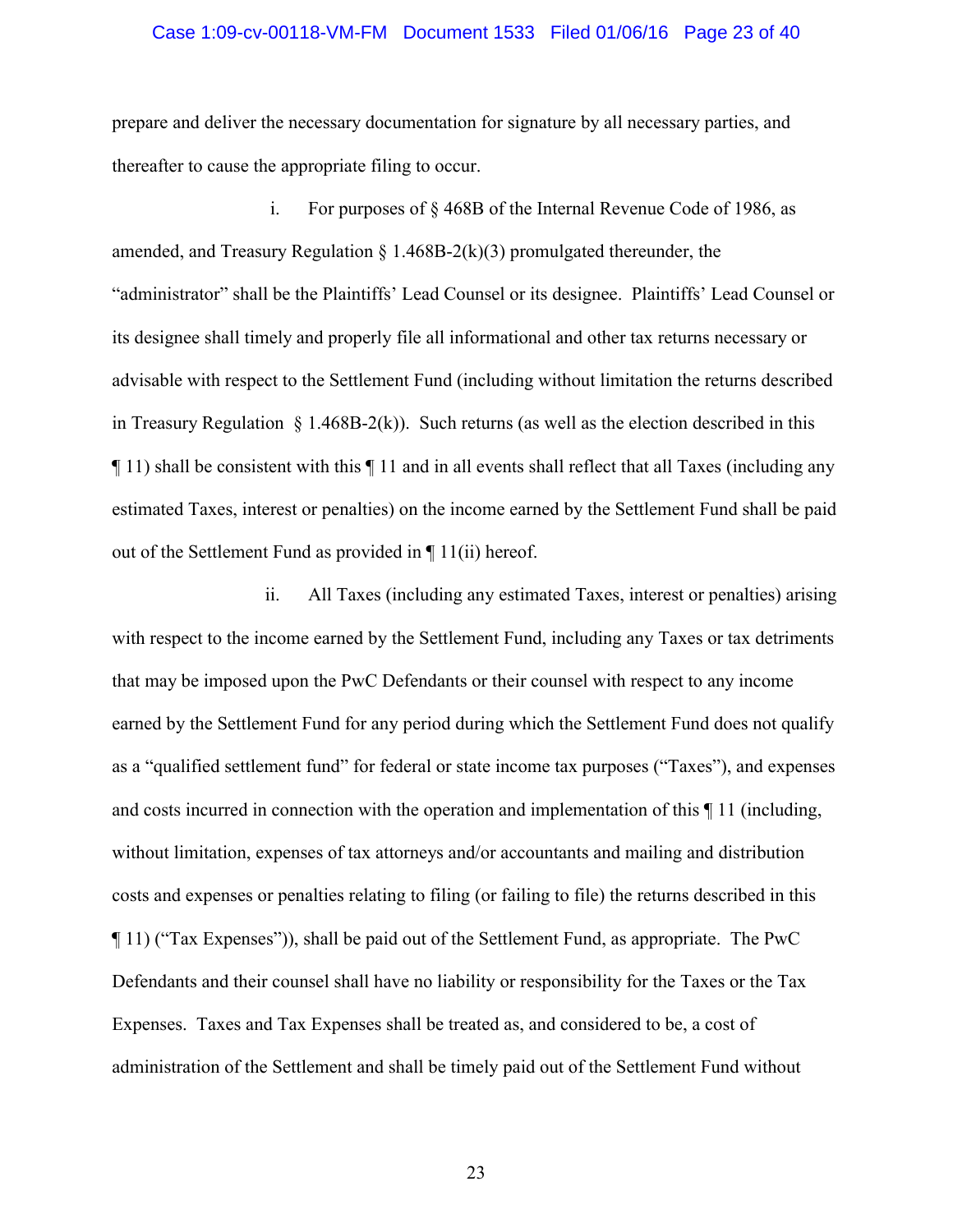prepare and deliver the necessary documentation for signature by all necessary parties, and thereafter to cause the appropriate filing to occur.

i. For purposes of § 468B of the Internal Revenue Code of 1986, as amended, and Treasury Regulation § 1.468B-2(k)(3) promulgated thereunder, the "administrator" shall be the Plaintiffs' Lead Counsel or its designee. Plaintiffs' Lead Counsel or its designee shall timely and properly file all informational and other tax returns necessary or advisable with respect to the Settlement Fund (including without limitation the returns described in Treasury Regulation § 1.468B-2(k)). Such returns (as well as the election described in this ¶ 11) shall be consistent with this ¶ 11 and in all events shall reflect that all Taxes (including any estimated Taxes, interest or penalties) on the income earned by the Settlement Fund shall be paid out of the Settlement Fund as provided in ¶ 11(ii) hereof.

ii. All Taxes (including any estimated Taxes, interest or penalties) arising with respect to the income earned by the Settlement Fund, including any Taxes or tax detriments that may be imposed upon the PwC Defendants or their counsel with respect to any income earned by the Settlement Fund for any period during which the Settlement Fund does not qualify as a "qualified settlement fund" for federal or state income tax purposes ("Taxes"), and expenses and costs incurred in connection with the operation and implementation of this ¶ 11 (including, without limitation, expenses of tax attorneys and/or accountants and mailing and distribution costs and expenses or penalties relating to filing (or failing to file) the returns described in this ¶ 11) ("Tax Expenses")), shall be paid out of the Settlement Fund, as appropriate. The PwC Defendants and their counsel shall have no liability or responsibility for the Taxes or the Tax Expenses. Taxes and Tax Expenses shall be treated as, and considered to be, a cost of administration of the Settlement and shall be timely paid out of the Settlement Fund without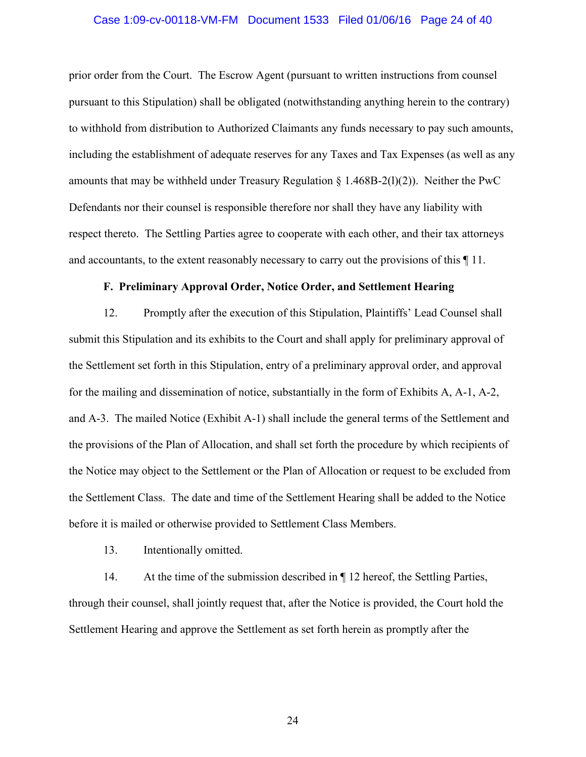prior order from the Court. The Escrow Agent (pursuant to written instructions from counsel pursuant to this Stipulation) shall be obligated (notwithstanding anything herein to the contrary) to withhold from distribution to Authorized Claimants any funds necessary to pay such amounts, including the establishment of adequate reserves for any Taxes and Tax Expenses (as well as any amounts that may be withheld under Treasury Regulation § 1.468B-2(l)(2)). Neither the PwC Defendants nor their counsel is responsible therefore nor shall they have any liability with respect thereto. The Settling Parties agree to cooperate with each other, and their tax attorneys and accountants, to the extent reasonably necessary to carry out the provisions of this ¶ 11.

**F. Preliminary Approval Order, Notice Order, and Settlement Hearing**

12. Promptly after the execution of this Stipulation, Plaintiffs' Lead Counsel shall submit this Stipulation and its exhibits to the Court and shall apply for preliminary approval of the Settlement set forth in this Stipulation, entry of a preliminary approval order, and approval for the mailing and dissemination of notice, substantially in the form of Exhibits A, A-1, A-2, and A-3. The mailed Notice (Exhibit A-1) shall include the general terms of the Settlement and the provisions of the Plan of Allocation, and shall set forth the procedure by which recipients of the Notice may object to the Settlement or the Plan of Allocation or request to be excluded from the Settlement Class. The date and time of the Settlement Hearing shall be added to the Notice before it is mailed or otherwise provided to Settlement Class Members.

13. Intentionally omitted.

14. At the time of the submission described in ¶ 12 hereof, the Settling Parties, through their counsel, shall jointly request that, after the Notice is provided, the Court hold the Settlement Hearing and approve the Settlement as set forth herein as promptly after the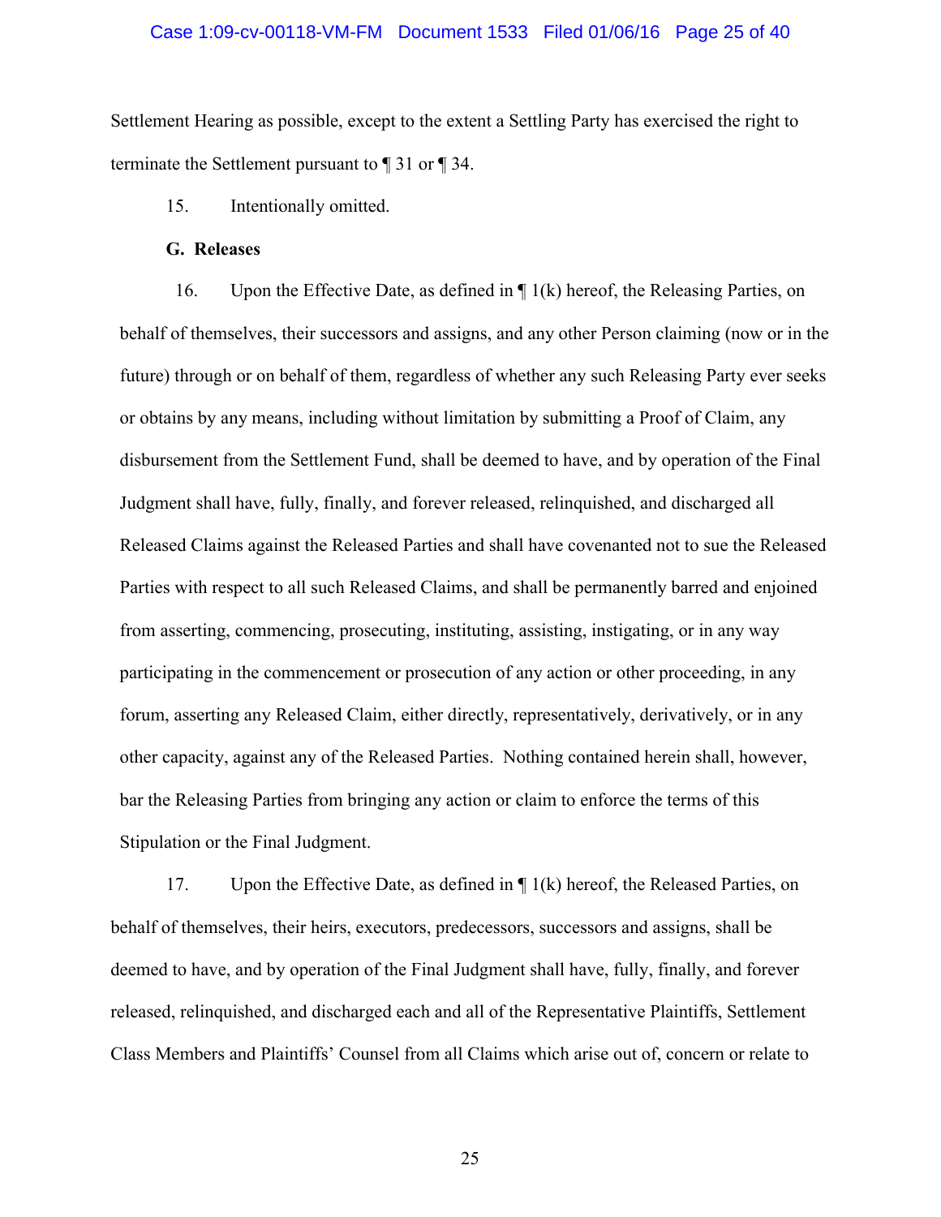Settlement Hearing as possible, except to the extent a Settling Party has exercised the right to terminate the Settlement pursuant to ¶ 31 or ¶ 34.

15. Intentionally omitted.

**G. Releases**

16. Upon the Effective Date, as defined in ¶ 1(k) hereof, the Releasing Parties, on behalf of themselves, their successors and assigns, and any other Person claiming (now or in the future) through or on behalf of them, regardless of whether any such Releasing Party ever seeks or obtains by any means, including without limitation by submitting a Proof of Claim, any disbursement from the Settlement Fund, shall be deemed to have, and by operation of the Final Judgment shall have, fully, finally, and forever released, relinquished, and discharged all Released Claims against the Released Parties and shall have covenanted not to sue the Released Parties with respect to all such Released Claims, and shall be permanently barred and enjoined from asserting, commencing, prosecuting, instituting, assisting, instigating, or in any way participating in the commencement or prosecution of any action or other proceeding, in any forum, asserting any Released Claim, either directly, representatively, derivatively, or in any other capacity, against any of the Released Parties. Nothing contained herein shall, however, bar the Releasing Parties from bringing any action or claim to enforce the terms of this Stipulation or the Final Judgment.

17. Upon the Effective Date, as defined in ¶ 1(k) hereof, the Released Parties, on behalf of themselves, their heirs, executors, predecessors, successors and assigns, shall be deemed to have, and by operation of the Final Judgment shall have, fully, finally, and forever released, relinquished, and discharged each and all of the Representative Plaintiffs, Settlement Class Members and Plaintiffs' Counsel from all Claims which arise out of, concern or relate to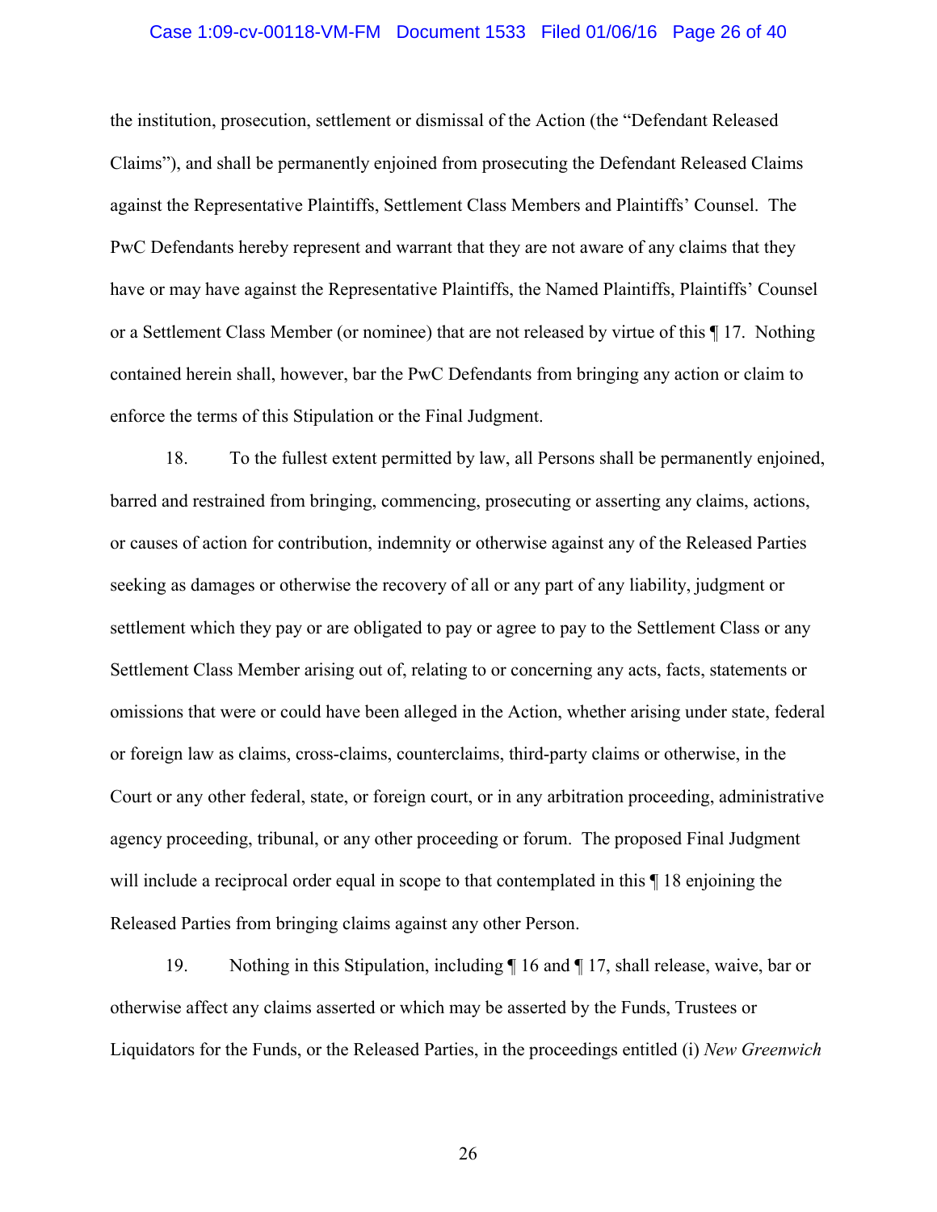the institution, prosecution, settlement or dismissal of the Action (the "Defendant Released Claims"), and shall be permanently enjoined from prosecuting the Defendant Released Claims against the Representative Plaintiffs, Settlement Class Members and Plaintiffs' Counsel. The PwC Defendants hereby represent and warrant that they are not aware of any claims that they have or may have against the Representative Plaintiffs, the Named Plaintiffs, Plaintiffs' Counsel or a Settlement Class Member (or nominee) that are not released by virtue of this ¶ 17. Nothing contained herein shall, however, bar the PwC Defendants from bringing any action or claim to enforce the terms of this Stipulation or the Final Judgment.

18. To the fullest extent permitted by law, all Persons shall be permanently enjoined, barred and restrained from bringing, commencing, prosecuting or asserting any claims, actions, or causes of action for contribution, indemnity or otherwise against any of the Released Parties seeking as damages or otherwise the recovery of all or any part of any liability, judgment or settlement which they pay or are obligated to pay or agree to pay to the Settlement Class or any Settlement Class Member arising out of, relating to or concerning any acts, facts, statements or omissions that were or could have been alleged in the Action, whether arising under state, federal or foreign law as claims, cross-claims, counterclaims, third-party claims or otherwise, in the Court or any other federal, state, or foreign court, or in any arbitration proceeding, administrative agency proceeding, tribunal, or any other proceeding or forum. The proposed Final Judgment will include a reciprocal order equal in scope to that contemplated in this ¶ 18 enjoining the Released Parties from bringing claims against any other Person.

19. Nothing in this Stipulation, including ¶ 16 and ¶ 17, shall release, waive, bar or otherwise affect any claims asserted or which may be asserted by the Funds, Trustees or Liquidators for the Funds, or the Released Parties, in the proceedings entitled (i) *New Greenwich*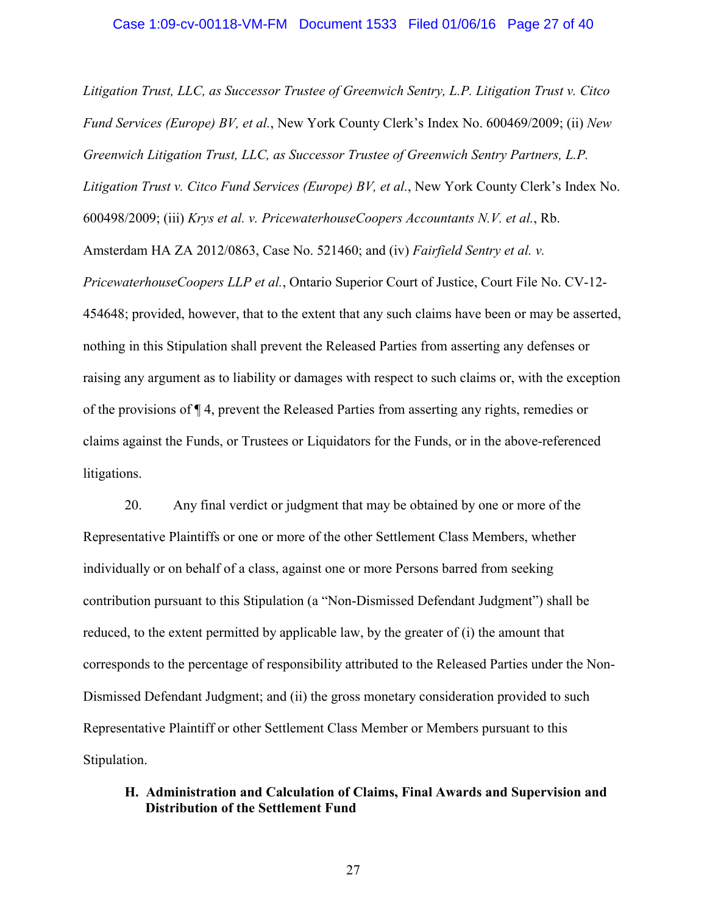*Litigation Trust, LLC, as Successor Trustee of Greenwich Sentry, L.P. Litigation Trust v. Citco Fund Services (Europe) BV, et al.*, New York County Clerk's Index No. 600469/2009; (ii) *New Greenwich Litigation Trust, LLC, as Successor Trustee of Greenwich Sentry Partners, L.P. Litigation Trust v. Citco Fund Services (Europe) BV, et al.*, New York County Clerk's Index No. 600498/2009; (iii) *Krys et al. v. PricewaterhouseCoopers Accountants N.V. et al.*, Rb. Amsterdam HA ZA 2012/0863, Case No. 521460; and (iv) *Fairfield Sentry et al. v. PricewaterhouseCoopers LLP et al.*, Ontario Superior Court of Justice, Court File No. CV-12-454648; provided, however, that to the extent that any such claims have been or may be asserted, nothing in this Stipulation shall prevent the Released Parties from asserting any defenses or raising any argument as to liability or damages with respect to such claims or, with the exception of the provisions of ¶ 4, prevent the Released Parties from asserting any rights, remedies or claims against the Funds, or Trustees or Liquidators for the Funds, or in the above-referenced litigations.

20. Any final verdict or judgment that may be obtained by one or more of the Representative Plaintiffs or one or more of the other Settlement Class Members, whether individually or on behalf of a class, against one or more Persons barred from seeking contribution pursuant to this Stipulation (a "Non-Dismissed Defendant Judgment") shall be reduced, to the extent permitted by applicable law, by the greater of (i) the amount that corresponds to the percentage of responsibility attributed to the Released Parties under the Non-Dismissed Defendant Judgment; and (ii) the gross monetary consideration provided to such Representative Plaintiff or other Settlement Class Member or Members pursuant to this Stipulation.

### H. Administration and Calculation of Claims, Final Awards and Supervision and Distribution of the Settlement Fund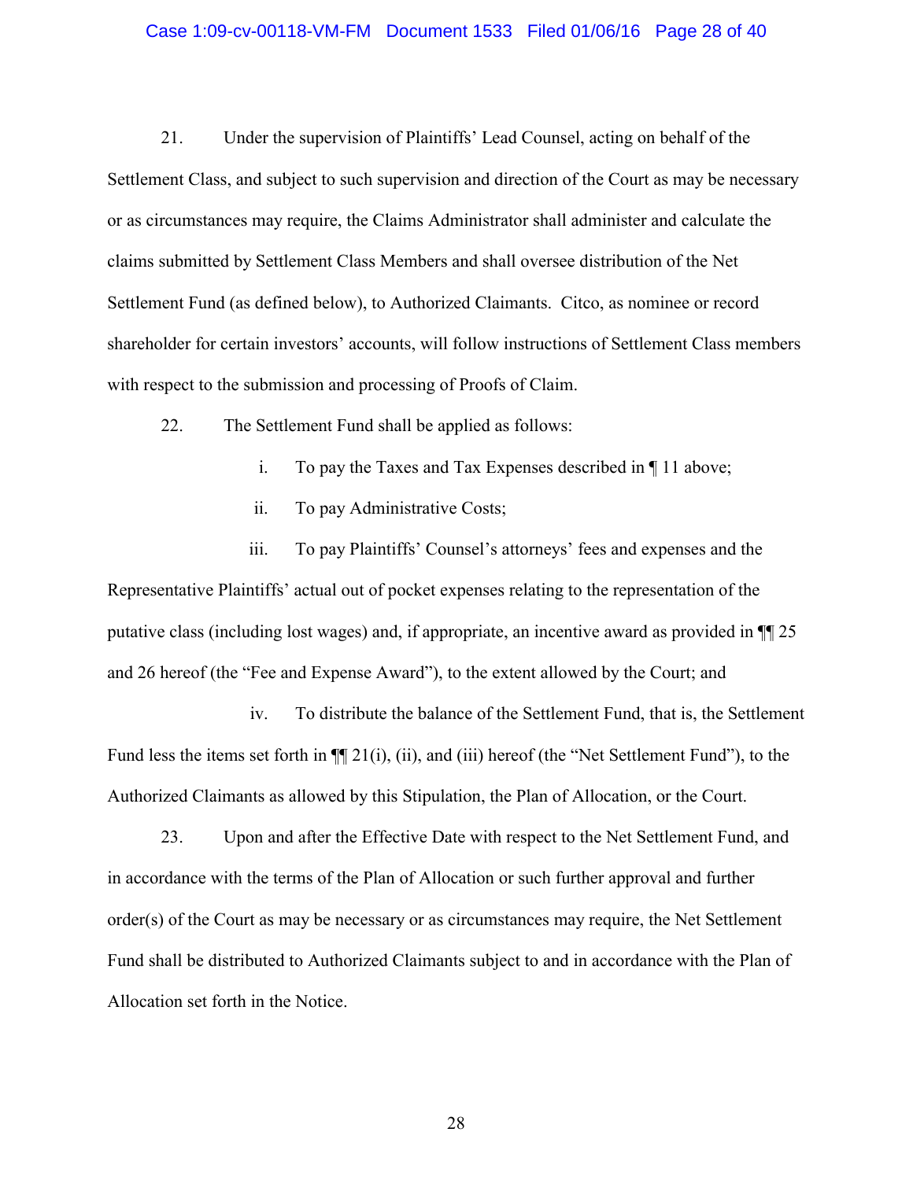21. Under the supervision of Plaintiffs' Lead Counsel, acting on behalf of the Settlement Class, and subject to such supervision and direction of the Court as may be necessary or as circumstances may require, the Claims Administrator shall administer and calculate the claims submitted by Settlement Class Members and shall oversee distribution of the Net Settlement Fund (as defined below), to Authorized Claimants. Citco, as nominee or record shareholder for certain investors' accounts, will follow instructions of Settlement Class members with respect to the submission and processing of Proofs of Claim.

22. The Settlement Fund shall be applied as follows:

i. To pay the Taxes and Tax Expenses described in ¶ 11 above;

ii. To pay Administrative Costs;

iii. To pay Plaintiffs' Counsel's attorneys' fees and expenses and the Representative Plaintiffs' actual out of pocket expenses relating to the representation of the putative class (including lost wages) and, if appropriate, an incentive award as provided in ¶¶ 25 and 26 hereof (the "Fee and Expense Award"), to the extent allowed by the Court; and

iv. To distribute the balance of the Settlement Fund, that is, the Settlement Fund less the items set forth in ¶¶ 21(i), (ii), and (iii) hereof (the "Net Settlement Fund"), to the Authorized Claimants as allowed by this Stipulation, the Plan of Allocation, or the Court.

23. Upon and after the Effective Date with respect to the Net Settlement Fund, and in accordance with the terms of the Plan of Allocation or such further approval and further order(s) of the Court as may be necessary or as circumstances may require, the Net Settlement Fund shall be distributed to Authorized Claimants subject to and in accordance with the Plan of Allocation set forth in the Notice.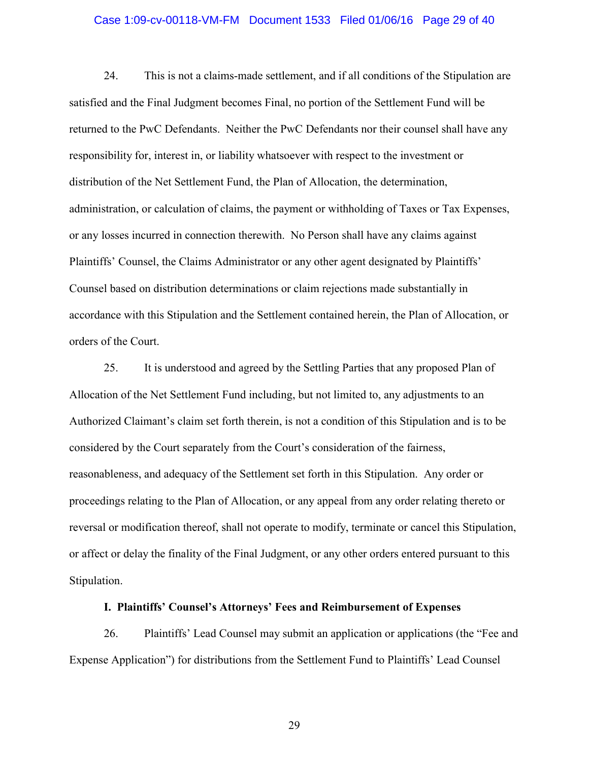24. This is not a claims-made settlement, and if all conditions of the Stipulation are satisfied and the Final Judgment becomes Final, no portion of the Settlement Fund will be returned to the PwC Defendants. Neither the PwC Defendants nor their counsel shall have any responsibility for, interest in, or liability whatsoever with respect to the investment or distribution of the Net Settlement Fund, the Plan of Allocation, the determination, administration, or calculation of claims, the payment or withholding of Taxes or Tax Expenses, or any losses incurred in connection therewith. No Person shall have any claims against Plaintiffs' Counsel, the Claims Administrator or any other agent designated by Plaintiffs' Counsel based on distribution determinations or claim rejections made substantially in accordance with this Stipulation and the Settlement contained herein, the Plan of Allocation, or orders of the Court.

25. It is understood and agreed by the Settling Parties that any proposed Plan of Allocation of the Net Settlement Fund including, but not limited to, any adjustments to an Authorized Claimant's claim set forth therein, is not a condition of this Stipulation and is to be considered by the Court separately from the Court's consideration of the fairness, reasonableness, and adequacy of the Settlement set forth in this Stipulation. Any order or proceedings relating to the Plan of Allocation, or any appeal from any order relating thereto or reversal or modification thereof, shall not operate to modify, terminate or cancel this Stipulation, or affect or delay the finality of the Final Judgment, or any other orders entered pursuant to this Stipulation.

### I. Plaintiffs' Counsel's Attorneys' Fees and Reimbursement of Expenses

26. Plaintiffs' Lead Counsel may submit an application or applications (the "Fee and Expense Application") for distributions from the Settlement Fund to Plaintiffs' Lead Counsel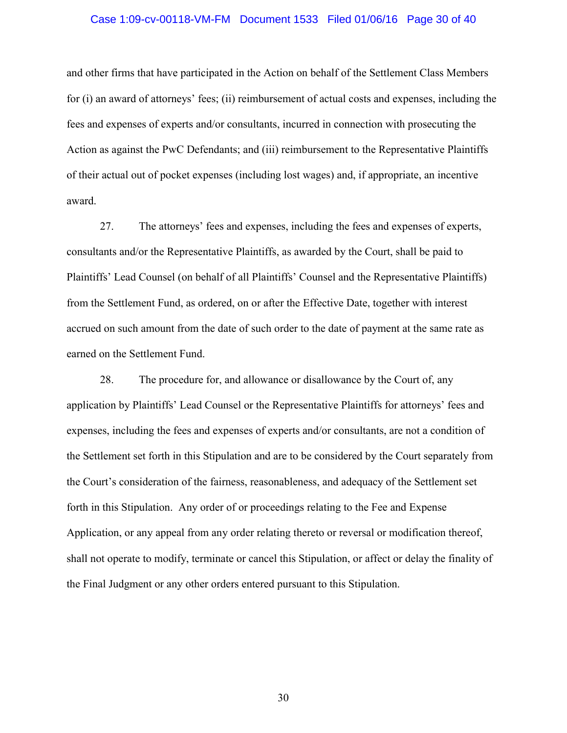and other firms that have participated in the Action on behalf of the Settlement Class Members for (i) an award of attorneys' fees; (ii) reimbursement of actual costs and expenses, including the fees and expenses of experts and/or consultants, incurred in connection with prosecuting the Action as against the PwC Defendants; and (iii) reimbursement to the Representative Plaintiffs of their actual out of pocket expenses (including lost wages) and, if appropriate, an incentive award.

27. The attorneys' fees and expenses, including the fees and expenses of experts, consultants and/or the Representative Plaintiffs, as awarded by the Court, shall be paid to Plaintiffs' Lead Counsel (on behalf of all Plaintiffs' Counsel and the Representative Plaintiffs) from the Settlement Fund, as ordered, on or after the Effective Date, together with interest accrued on such amount from the date of such order to the date of payment at the same rate as earned on the Settlement Fund.

28. The procedure for, and allowance or disallowance by the Court of, any application by Plaintiffs' Lead Counsel or the Representative Plaintiffs for attorneys' fees and expenses, including the fees and expenses of experts and/or consultants, are not a condition of the Settlement set forth in this Stipulation and are to be considered by the Court separately from the Court's consideration of the fairness, reasonableness, and adequacy of the Settlement set forth in this Stipulation. Any order of or proceedings relating to the Fee and Expense Application, or any appeal from any order relating thereto or reversal or modification thereof, shall not operate to modify, terminate or cancel this Stipulation, or affect or delay the finality of the Final Judgment or any other orders entered pursuant to this Stipulation.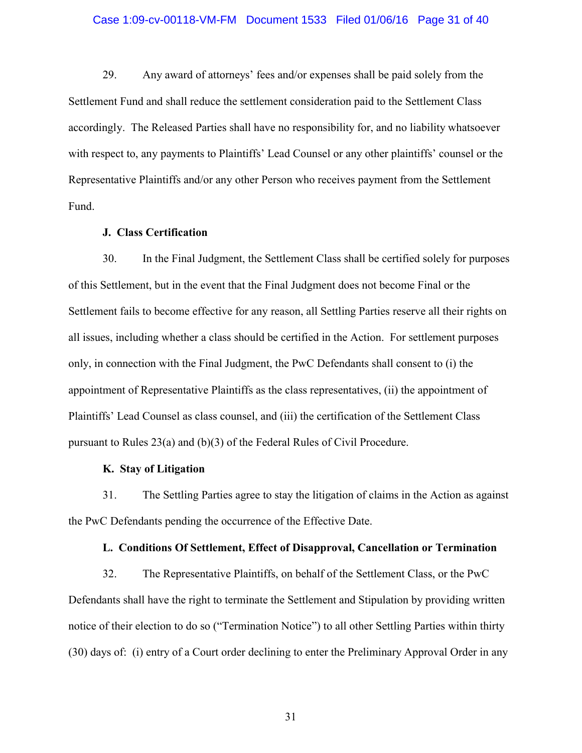29. Any award of attorneys' fees and/or expenses shall be paid solely from the Settlement Fund and shall reduce the settlement consideration paid to the Settlement Class accordingly. The Released Parties shall have no responsibility for, and no liability whatsoever with respect to, any payments to Plaintiffs' Lead Counsel or any other plaintiffs' counsel or the Representative Plaintiffs and/or any other Person who receives payment from the Settlement Fund.

**J. Class Certification**

30. In the Final Judgment, the Settlement Class shall be certified solely for purposes of this Settlement, but in the event that the Final Judgment does not become Final or the Settlement fails to become effective for any reason, all Settling Parties reserve all their rights on all issues, including whether a class should be certified in the Action. For settlement purposes only, in connection with the Final Judgment, the PwC Defendants shall consent to (i) the appointment of Representative Plaintiffs as the class representatives, (ii) the appointment of Plaintiffs' Lead Counsel as class counsel, and (iii) the certification of the Settlement Class pursuant to Rules 23(a) and (b)(3) of the Federal Rules of Civil Procedure.

**K. Stay of Litigation**

31. The Settling Parties agree to stay the litigation of claims in the Action as against the PwC Defendants pending the occurrence of the Effective Date.

**L. Conditions Of Settlement, Effect of Disapproval, Cancellation or Termination**

32. The Representative Plaintiffs, on behalf of the Settlement Class, or the PwC Defendants shall have the right to terminate the Settlement and Stipulation by providing written notice of their election to do so ("Termination Notice") to all other Settling Parties within thirty (30) days of: (i) entry of a Court order declining to enter the Preliminary Approval Order in any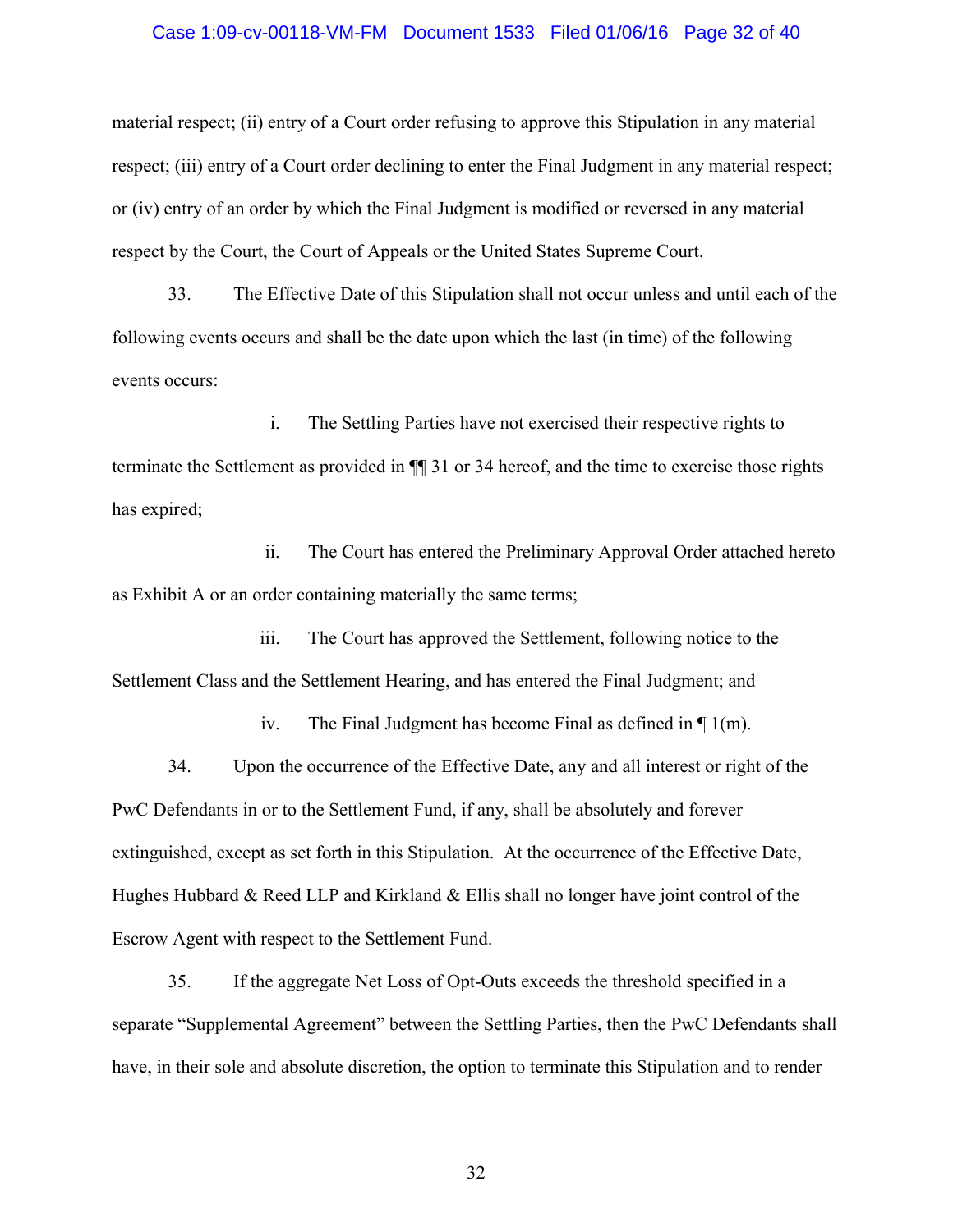material respect; (ii) entry of a Court order refusing to approve this Stipulation in any material respect; (iii) entry of a Court order declining to enter the Final Judgment in any material respect; or (iv) entry of an order by which the Final Judgment is modified or reversed in any material respect by the Court, the Court of Appeals or the United States Supreme Court.

33. The Effective Date of this Stipulation shall not occur unless and until each of the following events occurs and shall be the date upon which the last (in time) of the following events occurs:

i. The Settling Parties have not exercised their respective rights to terminate the Settlement as provided in ¶¶ 31 or 34 hereof, and the time to exercise those rights has expired;

ii. The Court has entered the Preliminary Approval Order attached hereto as Exhibit A or an order containing materially the same terms;

iii. The Court has approved the Settlement, following notice to the Settlement Class and the Settlement Hearing, and has entered the Final Judgment; and

iv. The Final Judgment has become Final as defined in ¶ 1(m).

34. Upon the occurrence of the Effective Date, any and all interest or right of the PwC Defendants in or to the Settlement Fund, if any, shall be absolutely and forever extinguished, except as set forth in this Stipulation. At the occurrence of the Effective Date, Hughes Hubbard & Reed LLP and Kirkland & Ellis shall no longer have joint control of the Escrow Agent with respect to the Settlement Fund.

35. If the aggregate Net Loss of Opt-Outs exceeds the threshold specified in a separate "Supplemental Agreement" between the Settling Parties, then the PwC Defendants shall have, in their sole and absolute discretion, the option to terminate this Stipulation and to render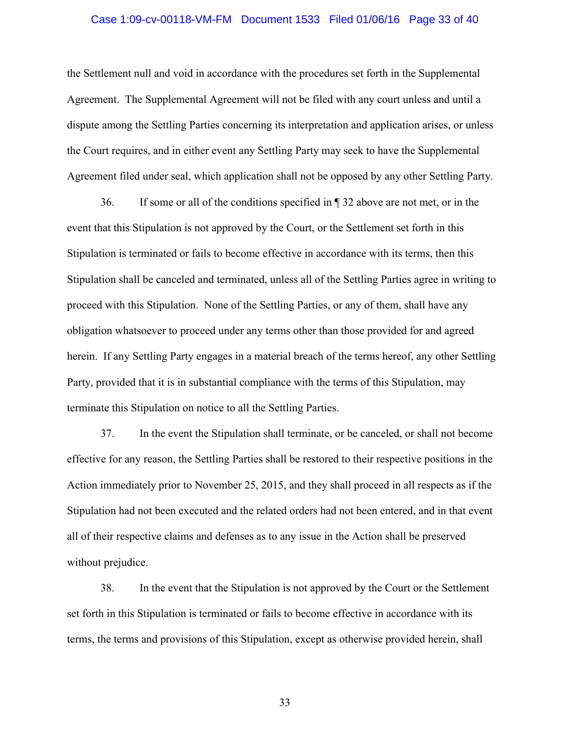the Settlement null and void in accordance with the procedures set forth in the Supplemental Agreement. The Supplemental Agreement will not be filed with any court unless and until a dispute among the Settling Parties concerning its interpretation and application arises, or unless the Court requires, and in either event any Settling Party may seek to have the Supplemental Agreement filed under seal, which application shall not be opposed by any other Settling Party.

36. If some or all of the conditions specified in ¶ 32 above are not met, or in the event that this Stipulation is not approved by the Court, or the Settlement set forth in this Stipulation is terminated or fails to become effective in accordance with its terms, then this Stipulation shall be canceled and terminated, unless all of the Settling Parties agree in writing to proceed with this Stipulation. None of the Settling Parties, or any of them, shall have any obligation whatsoever to proceed under any terms other than those provided for and agreed herein. If any Settling Party engages in a material breach of the terms hereof, any other Settling Party, provided that it is in substantial compliance with the terms of this Stipulation, may terminate this Stipulation on notice to all the Settling Parties.

37. In the event the Stipulation shall terminate, or be canceled, or shall not become effective for any reason, the Settling Parties shall be restored to their respective positions in the Action immediately prior to November 25, 2015, and they shall proceed in all respects as if the Stipulation had not been executed and the related orders had not been entered, and in that event all of their respective claims and defenses as to any issue in the Action shall be preserved without prejudice.

38. In the event that the Stipulation is not approved by the Court or the Settlement set forth in this Stipulation is terminated or fails to become effective in accordance with its terms, the terms and provisions of this Stipulation, except as otherwise provided herein, shall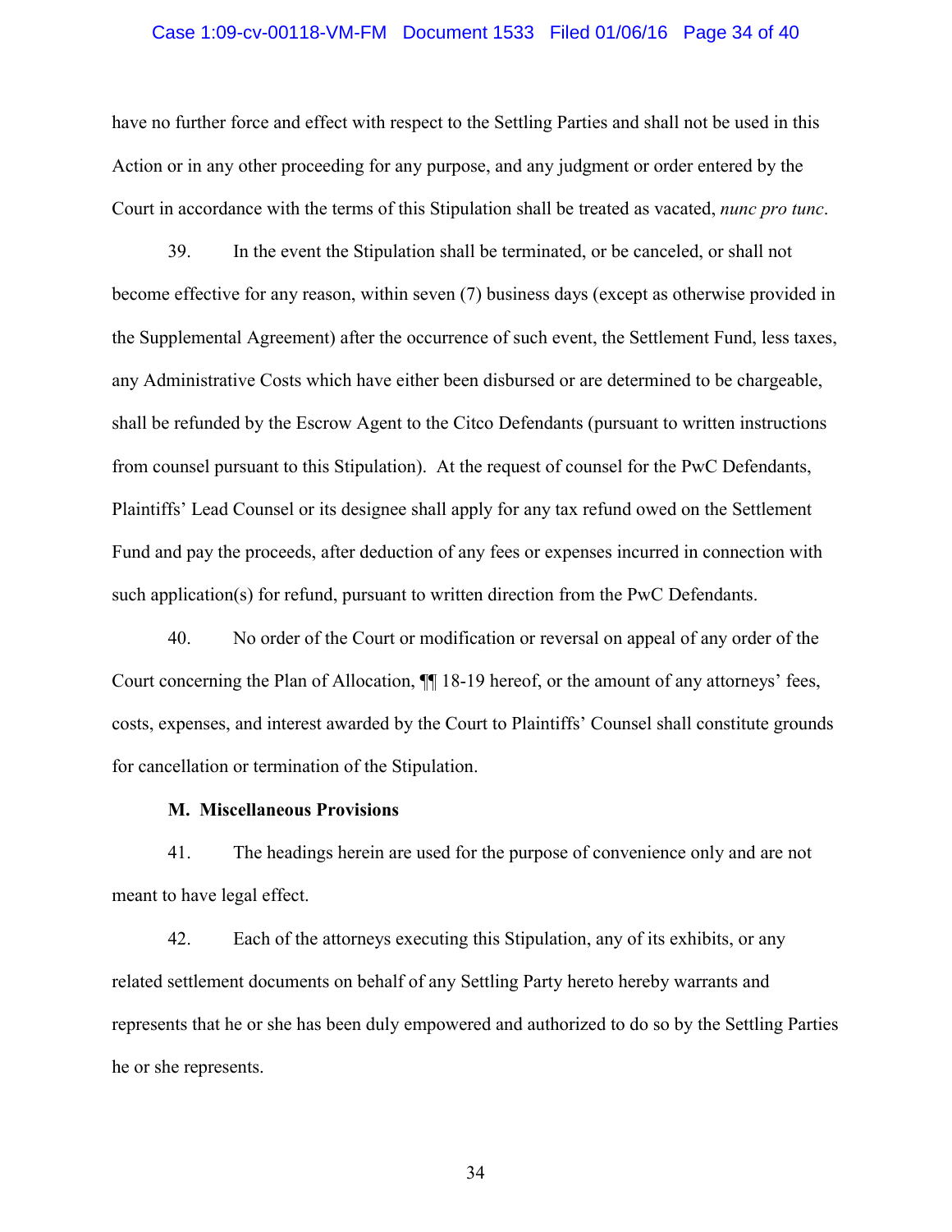have no further force and effect with respect to the Settling Parties and shall not be used in this Action or in any other proceeding for any purpose, and any judgment or order entered by the Court in accordance with the terms of this Stipulation shall be treated as vacated, *nunc pro tunc*.

39. In the event the Stipulation shall be terminated, or be canceled, or shall not become effective for any reason, within seven (7) business days (except as otherwise provided in the Supplemental Agreement) after the occurrence of such event, the Settlement Fund, less taxes, any Administrative Costs which have either been disbursed or are determined to be chargeable, shall be refunded by the Escrow Agent to the Citco Defendants (pursuant to written instructions from counsel pursuant to this Stipulation). At the request of counsel for the PwC Defendants, Plaintiffs' Lead Counsel or its designee shall apply for any tax refund owed on the Settlement Fund and pay the proceeds, after deduction of any fees or expenses incurred in connection with such application(s) for refund, pursuant to written direction from the PwC Defendants.

40. No order of the Court or modification or reversal on appeal of any order of the Court concerning the Plan of Allocation, ¶¶ 18-19 hereof, or the amount of any attorneys' fees, costs, expenses, and interest awarded by the Court to Plaintiffs' Counsel shall constitute grounds for cancellation or termination of the Stipulation.

**M. Miscellaneous Provisions**

41. The headings herein are used for the purpose of convenience only and are not meant to have legal effect.

42. Each of the attorneys executing this Stipulation, any of its exhibits, or any related settlement documents on behalf of any Settling Party hereto hereby warrants and represents that he or she has been duly empowered and authorized to do so by the Settling Parties he or she represents.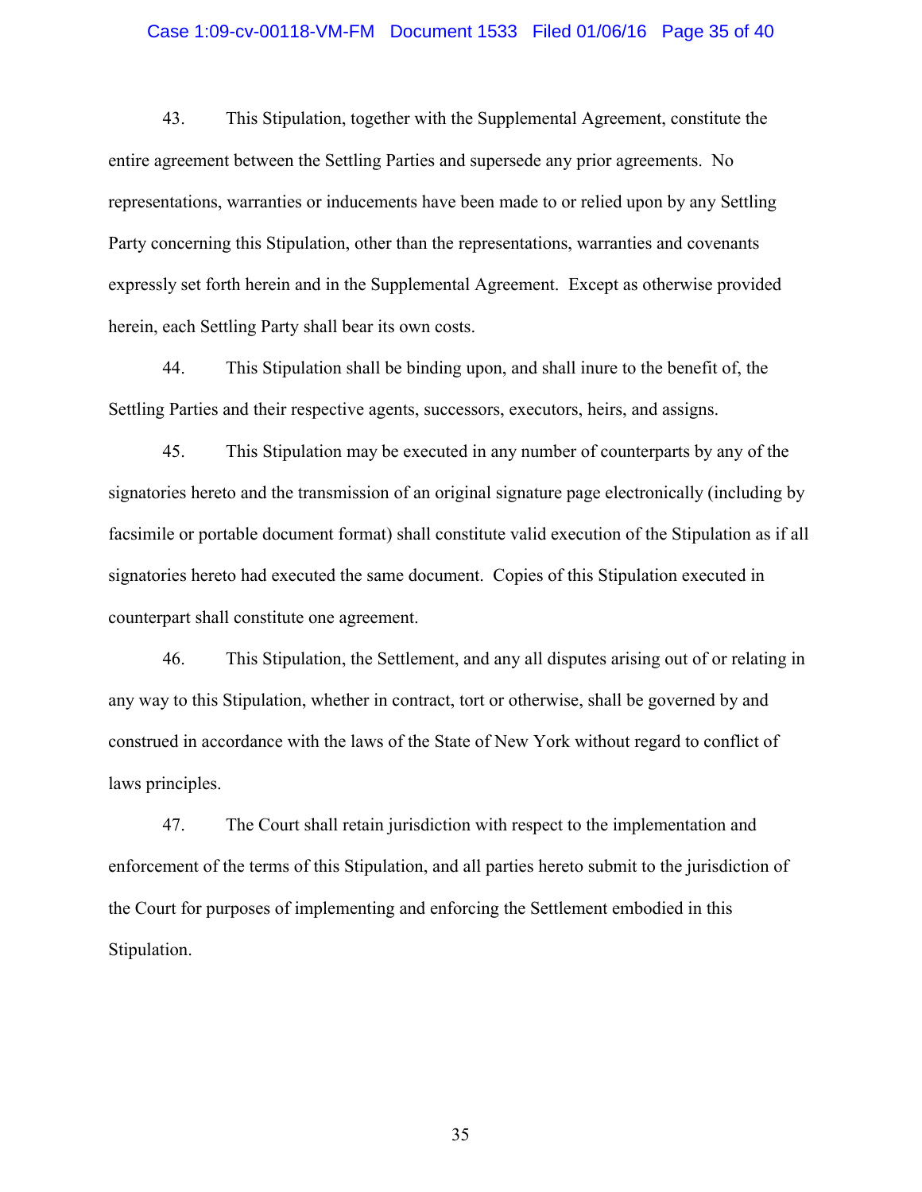43. This Stipulation, together with the Supplemental Agreement, constitute the entire agreement between the Settling Parties and supersede any prior agreements. No representations, warranties or inducements have been made to or relied upon by any Settling Party concerning this Stipulation, other than the representations, warranties and covenants expressly set forth herein and in the Supplemental Agreement. Except as otherwise provided herein, each Settling Party shall bear its own costs.

44. This Stipulation shall be binding upon, and shall inure to the benefit of, the Settling Parties and their respective agents, successors, executors, heirs, and assigns.

45. This Stipulation may be executed in any number of counterparts by any of the signatories hereto and the transmission of an original signature page electronically (including by facsimile or portable document format) shall constitute valid execution of the Stipulation as if all signatories hereto had executed the same document. Copies of this Stipulation executed in counterpart shall constitute one agreement.

46. This Stipulation, the Settlement, and any all disputes arising out of or relating in any way to this Stipulation, whether in contract, tort or otherwise, shall be governed by and construed in accordance with the laws of the State of New York without regard to conflict of laws principles.

47. The Court shall retain jurisdiction with respect to the implementation and enforcement of the terms of this Stipulation, and all parties hereto submit to the jurisdiction of the Court for purposes of implementing and enforcing the Settlement embodied in this Stipulation.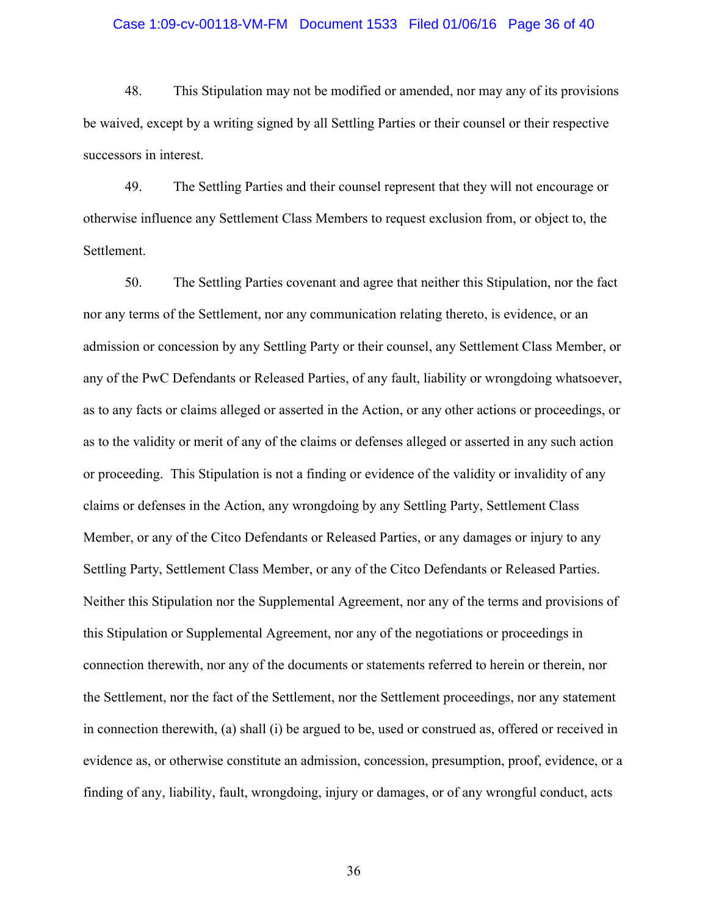48. This Stipulation may not be modified or amended, nor may any of its provisions be waived, except by a writing signed by all Settling Parties or their counsel or their respective successors in interest.

49. The Settling Parties and their counsel represent that they will not encourage or otherwise influence any Settlement Class Members to request exclusion from, or object to, the Settlement.

50. The Settling Parties covenant and agree that neither this Stipulation, nor the fact nor any terms of the Settlement, nor any communication relating thereto, is evidence, or an admission or concession by any Settling Party or their counsel, any Settlement Class Member, or any of the PwC Defendants or Released Parties, of any fault, liability or wrongdoing whatsoever, as to any facts or claims alleged or asserted in the Action, or any other actions or proceedings, or as to the validity or merit of any of the claims or defenses alleged or asserted in any such action or proceeding. This Stipulation is not a finding or evidence of the validity or invalidity of any claims or defenses in the Action, any wrongdoing by any Settling Party, Settlement Class Member, or any of the Citco Defendants or Released Parties, or any damages or injury to any Settling Party, Settlement Class Member, or any of the Citco Defendants or Released Parties. Neither this Stipulation nor the Supplemental Agreement, nor any of the terms and provisions of this Stipulation or Supplemental Agreement, nor any of the negotiations or proceedings in connection therewith, nor any of the documents or statements referred to herein or therein, nor the Settlement, nor the fact of the Settlement, nor the Settlement proceedings, nor any statement in connection therewith, (a) shall (i) be argued to be, used or construed as, offered or received in evidence as, or otherwise constitute an admission, concession, presumption, proof, evidence, or a finding of any, liability, fault, wrongdoing, injury or damages, or of any wrongful conduct, acts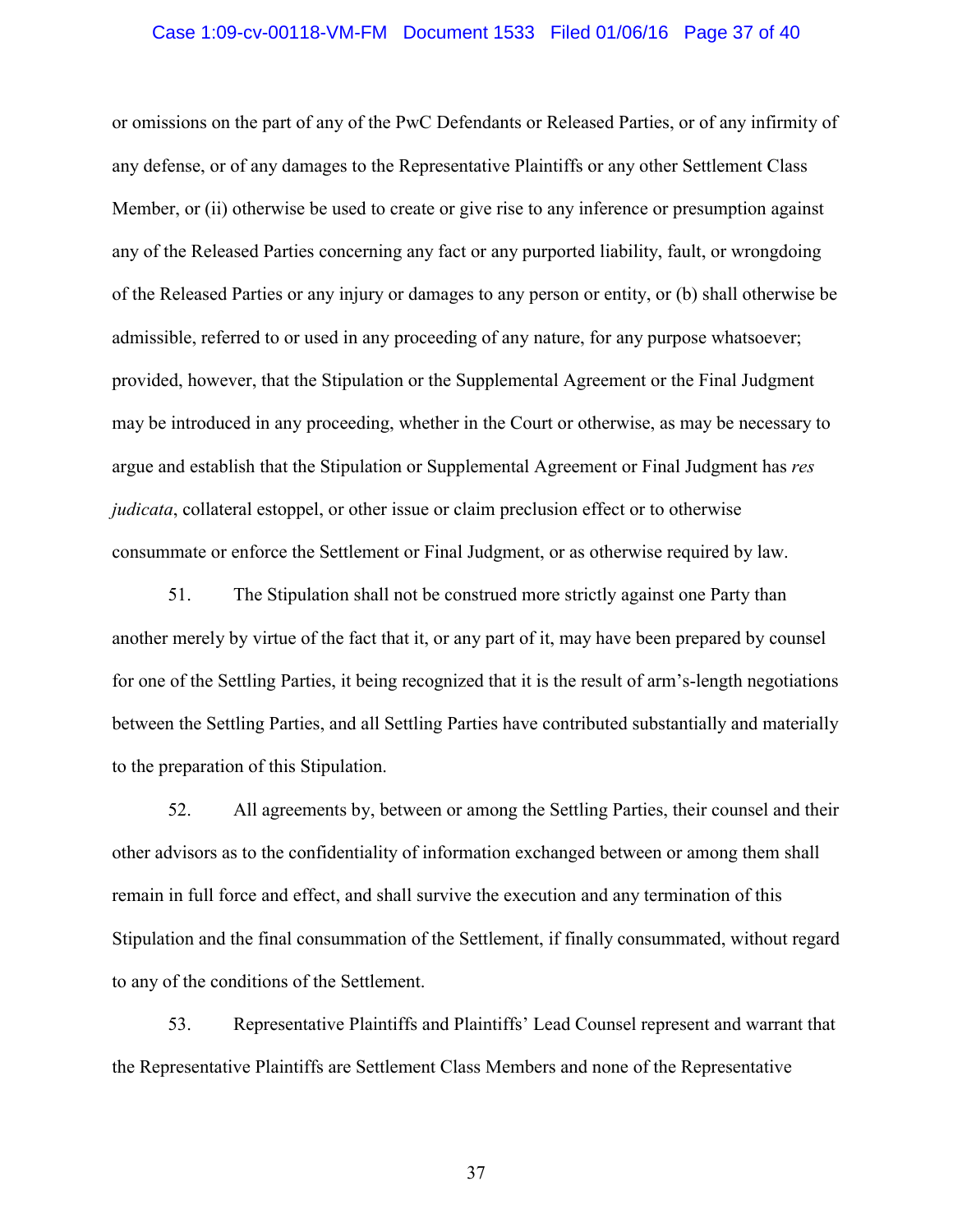or omissions on the part of any of the PwC Defendants or Released Parties, or of any infirmity of any defense, or of any damages to the Representative Plaintiffs or any other Settlement Class Member, or (ii) otherwise be used to create or give rise to any inference or presumption against any of the Released Parties concerning any fact or any purported liability, fault, or wrongdoing of the Released Parties or any injury or damages to any person or entity, or (b) shall otherwise be admissible, referred to or used in any proceeding of any nature, for any purpose whatsoever; provided, however, that the Stipulation or the Supplemental Agreement or the Final Judgment may be introduced in any proceeding, whether in the Court or otherwise, as may be necessary to argue and establish that the Stipulation or Supplemental Agreement or Final Judgment has *res judicata*, collateral estoppel, or other issue or claim preclusion effect or to otherwise consummate or enforce the Settlement or Final Judgment, or as otherwise required by law.

51. The Stipulation shall not be construed more strictly against one Party than another merely by virtue of the fact that it, or any part of it, may have been prepared by counsel for one of the Settling Parties, it being recognized that it is the result of arm's-length negotiations between the Settling Parties, and all Settling Parties have contributed substantially and materially to the preparation of this Stipulation.

52. All agreements by, between or among the Settling Parties, their counsel and their other advisors as to the confidentiality of information exchanged between or among them shall remain in full force and effect, and shall survive the execution and any termination of this Stipulation and the final consummation of the Settlement, if finally consummated, without regard to any of the conditions of the Settlement.

53. Representative Plaintiffs and Plaintiffs' Lead Counsel represent and warrant that the Representative Plaintiffs are Settlement Class Members and none of the Representative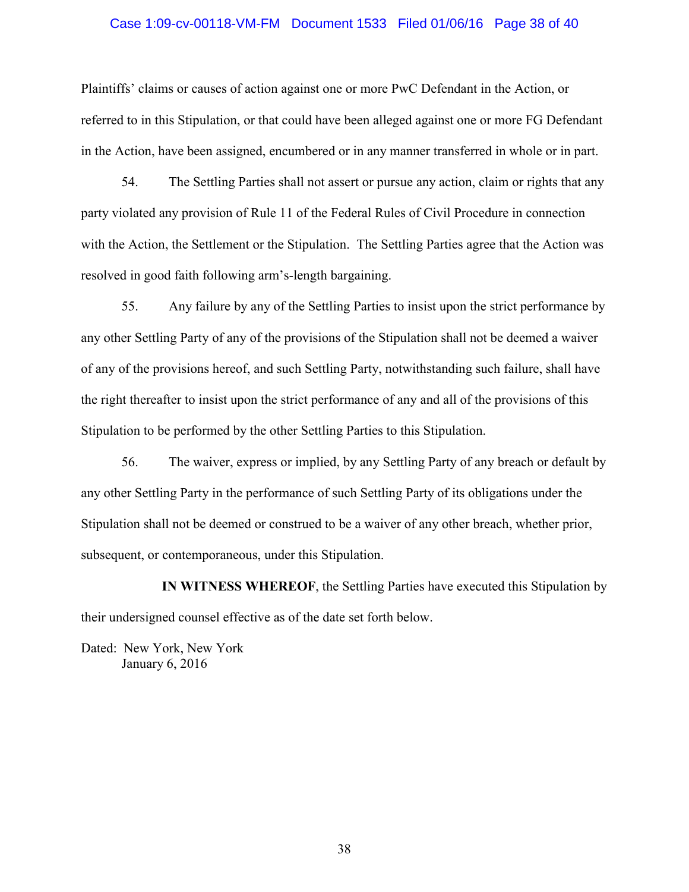Plaintiffs' claims or causes of action against one or more PwC Defendant in the Action, or referred to in this Stipulation, or that could have been alleged against one or more FG Defendant in the Action, have been assigned, encumbered or in any manner transferred in whole or in part.

54. The Settling Parties shall not assert or pursue any action, claim or rights that any party violated any provision of Rule 11 of the Federal Rules of Civil Procedure in connection with the Action, the Settlement or the Stipulation. The Settling Parties agree that the Action was resolved in good faith following arm's-length bargaining.

55. Any failure by any of the Settling Parties to insist upon the strict performance by any other Settling Party of any of the provisions of the Stipulation shall not be deemed a waiver of any of the provisions hereof, and such Settling Party, notwithstanding such failure, shall have the right thereafter to insist upon the strict performance of any and all of the provisions of this Stipulation to be performed by the other Settling Parties to this Stipulation.

56. The waiver, express or implied, by any Settling Party of any breach or default by any other Settling Party in the performance of such Settling Party of its obligations under the Stipulation shall not be deemed or construed to be a waiver of any other breach, whether prior, subsequent, or contemporaneous, under this Stipulation.

**IN WITNESS WHEREOF**, the Settling Parties have executed this Stipulation by their undersigned counsel effective as of the date set forth below.

Dated: New York, New York
January 6, 2016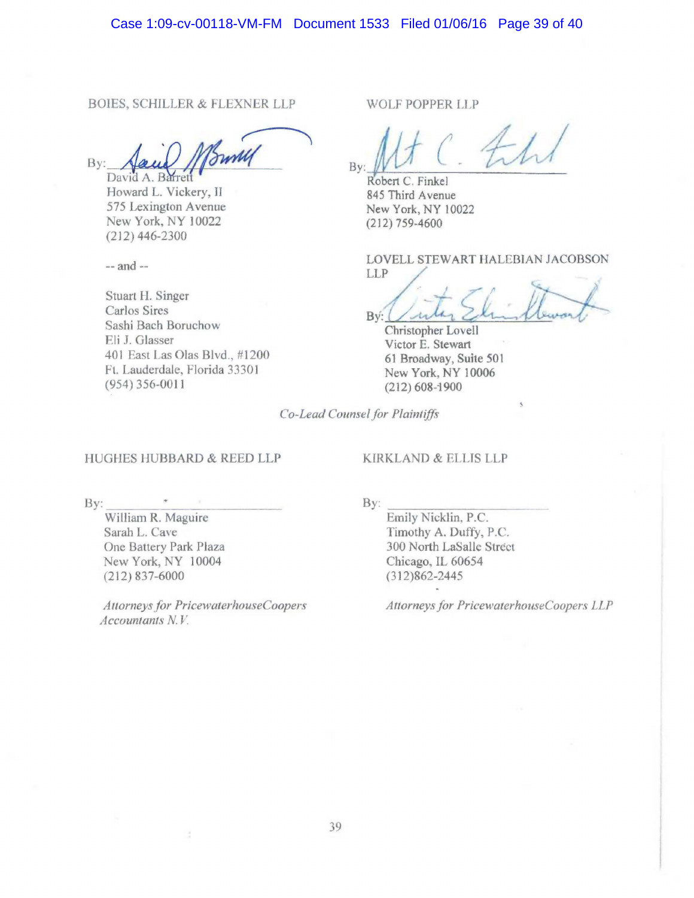BOIES, SCHILLER & FLEXNER LLP

By: ______________________
David A. Barrett
Howard L. Vickery, II
575 Lexington Avenue
New York, NY 10022
(212) 446-2300

-- and --

Stuart H. Singer
Carlos Sires
Sashi Bach Boruchow
Eli J. Glasser
401 East Las Olas Blvd., #1200
Ft. Lauderdale, Florida 33301
(954) 356-0011

WOLF POPPER LLP

By: ______________________
Robert C. Finkel
845 Third Avenue
New York, NY 10022
(212) 759-4600

LOVELL STEWART HALEBIAN JACOBSON LLP

By: ______________________
Christopher Lovell
Victor E. Stewart
61 Broadway, Suite 501
New York, NY 10006
(212) 608-1900

*Co-Lead Counsel for Plaintiffs*

HUGHES HUBBARD & REED LLP

By: ______________________
William R. Maguire
Sarah L. Cave
One Battery Park Plaza
New York, NY 10004
(212) 837-6000

*Attorneys for PricewaterhouseCoopers Accountants N.V.*

KIRKLAND & ELLIS LLP

By: ______________________
Emily Nicklin, P.C.
Timothy A. Duffy, P.C.
300 North LaSalle Street
Chicago, IL 60654
(312)862-2445

*Attorneys for PricewaterhouseCoopers LLP*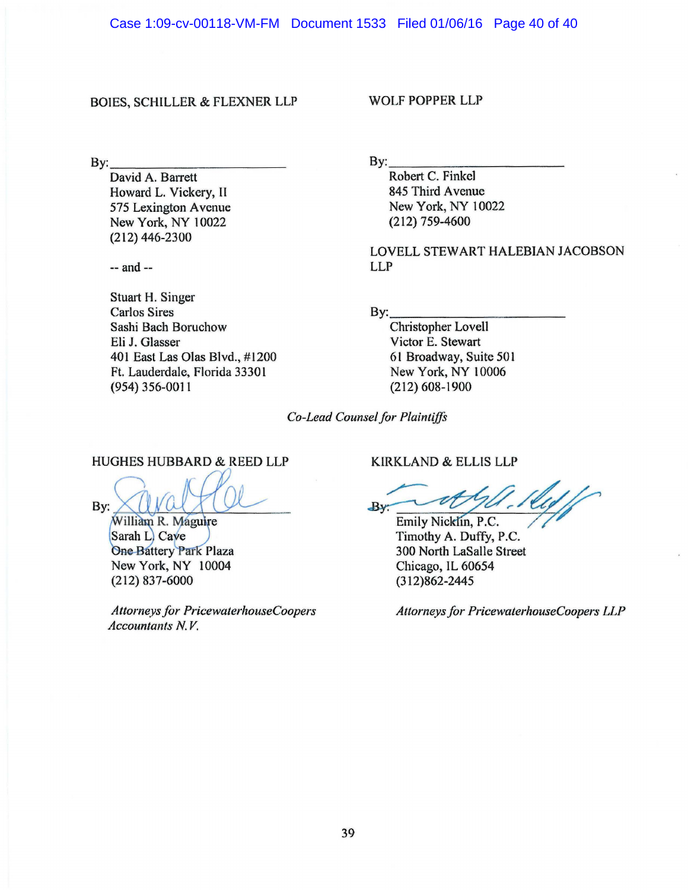BOIES, SCHILLER & FLEXNER LLP

By:\_\_\_\_\_\_\_\_\_\_\_\_\_\_\_\_\_\_\_\_\_\_\_\_\_\_\_
David A. Barrett
Howard L. Vickery, II
575 Lexington Avenue
New York, NY 10022
(212) 446-2300

-- and --

Stuart H. Singer
Carlos Sires
Sashi Bach Boruchow
Eli J. Glasser
401 East Las Olas Blvd., #1200
Ft. Lauderdale, Florida 33301
(954) 356-0011

WOLF POPPER LLP

By:\_\_\_\_\_\_\_\_\_\_\_\_\_\_\_\_\_\_\_\_\_\_\_\_\_\_\_
Robert C. Finkel
845 Third Avenue
New York, NY 10022
(212) 759-4600

LOVELL STEWART HALEBIAN JACOBSON LLP

By:\_\_\_\_\_\_\_\_\_\_\_\_\_\_\_\_\_\_\_\_\_\_\_\_\_\_\_
Christopher Lovell
Victor E. Stewart
61 Broadway, Suite 501
New York, NY 10006
(212) 608-1900

*Co-Lead Counsel for Plaintiffs*

HUGHES HUBBARD & REED LLP

By:\_\_\_\_\_\_\_\_\_\_\_\_\_\_\_\_\_\_\_\_\_\_\_\_\_\_\_
William R. Maguire
Sarah L. Cave
One Battery Park Plaza
New York, NY 10004
(212) 837-6000

*Attorneys for PricewaterhouseCoopers Accountants N.V.*

KIRKLAND & ELLIS LLP

By:\_\_\_\_\_\_\_\_\_\_\_\_\_\_\_\_\_\_\_\_\_\_\_\_\_\_\_
Emily Nicklin, P.C.
Timothy A. Duffy, P.C.
300 North LaSalle Street
Chicago, IL 60654
(312)862-2445

*Attorneys for PricewaterhouseCoopers LLP*